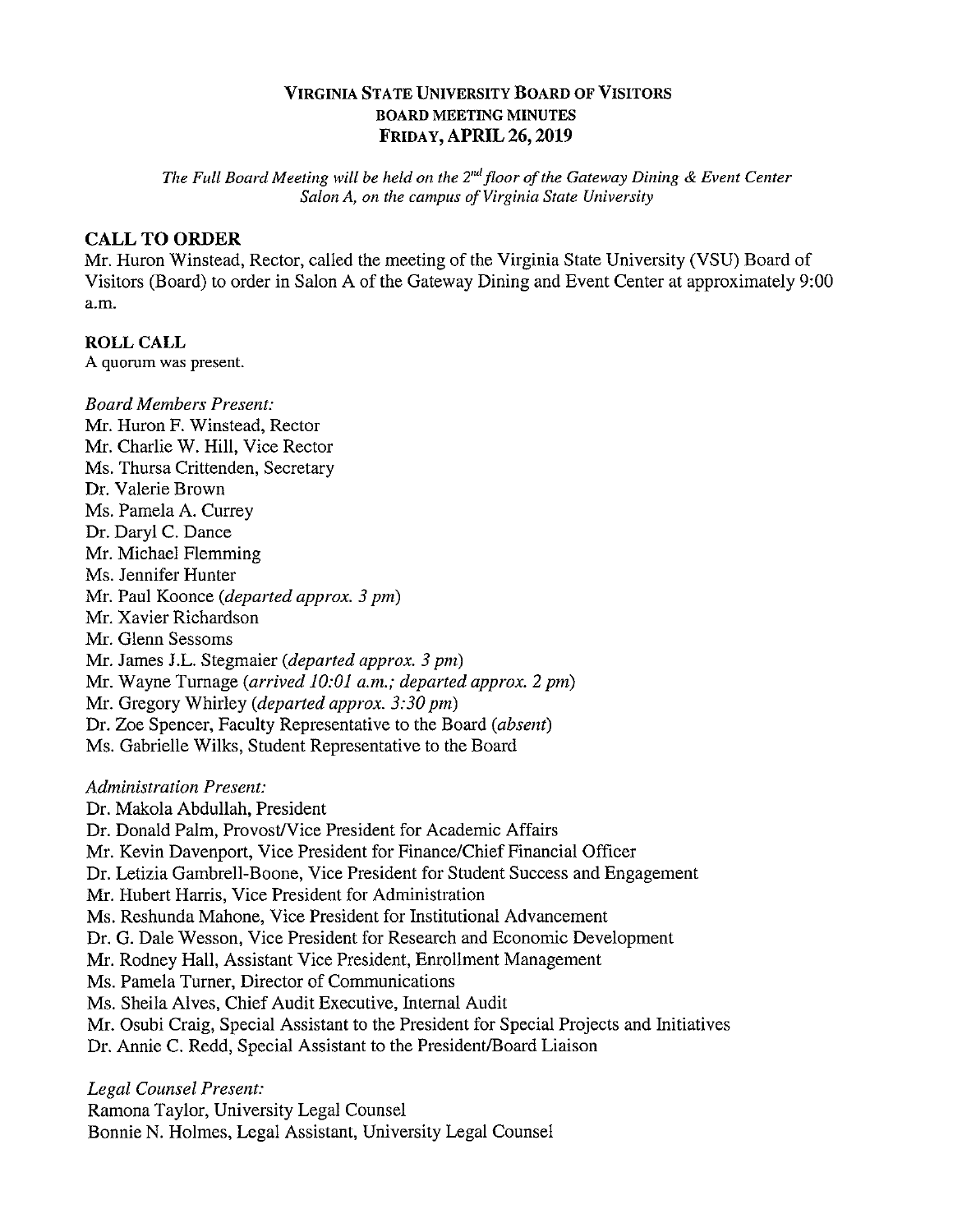# VIRGINIA STATE UNIVERSITY BOARD OF VISITORS

## BOARD MEETING MINUTES

## FRIDAY, APRIL 26, 2019

*The Full Board Meeting will be held on the 2nd floor of the Gateway Dining & Event Center Salon A, on the campus of Virginia State University*

## CALL TO ORDER

Mr. Huron Winstead, Rector, called the meeting of the Virginia State University (VSU) Board of Visitors (Board) to order in Salon A of the Gateway Dining and Event Center at approximately 9:00 a.m.

**ROLL CALL**

A quorum was present.

*Board Members Present:*

Mr. Huron F. Winstead, Rector
Mr. Charlie W. Hill, Vice Rector
Ms. Thursa Crittenden, Secretary
Dr. Valerie Brown
Ms. Pamela A. Currey
Dr. Daryl C. Dance
Mr. Michael Flemming
Ms. Jennifer Hunter
Mr. Paul Koonce (*departed approx. 3 pm*)
Mr. Xavier Richardson
Mr. Glenn Sessoms
Mr. James J.L. Stegmaier (*departed approx. 3 pm*)
Mr. Wayne Turnage (*arrived 10:01 a.m.; departed approx. 2 pm*)
Mr. Gregory Whirley (*departed approx. 3:30 pm*)
Dr. Zoe Spencer, Faculty Representative to the Board (*absent*)
Ms. Gabrielle Wilks, Student Representative to the Board

*Administration Present:*

Dr. Makola Abdullah, President
Dr. Donald Palm, Provost/Vice President for Academic Affairs
Mr. Kevin Davenport, Vice President for Finance/Chief Financial Officer
Dr. Letizia Gambrell-Boone, Vice President for Student Success and Engagement
Mr. Hubert Harris, Vice President for Administration
Ms. Reshunda Mahone, Vice President for Institutional Advancement
Dr. G. Dale Wesson, Vice President for Research and Economic Development
Mr. Rodney Hall, Assistant Vice President, Enrollment Management
Ms. Pamela Turner, Director of Communications
Ms. Sheila Alves, Chief Audit Executive, Internal Audit
Mr. Osubi Craig, Special Assistant to the President for Special Projects and Initiatives
Dr. Annie C. Redd, Special Assistant to the President/Board Liaison

*Legal Counsel Present:*

Ramona Taylor, University Legal Counsel
Bonnie N. Holmes, Legal Assistant, University Legal Counsel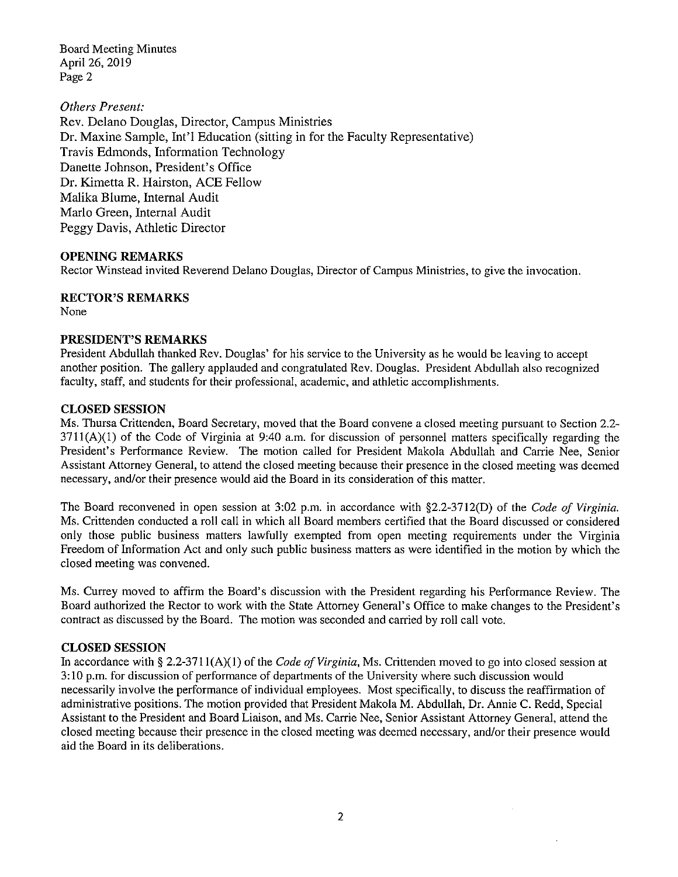*Others Present:*
Rev. Delano Douglas, Director, Campus Ministries
Dr. Maxine Sample, Int'l Education (sitting in for the Faculty Representative)
Travis Edmonds, Information Technology
Danette Johnson, President's Office
Dr. Kimetta R. Hairston, ACE Fellow
Malika Blume, Internal Audit
Marlo Green, Internal Audit
Peggy Davis, Athletic Director

**OPENING REMARKS**

Rector Winstead invited Reverend Delano Douglas, Director of Campus Ministries, to give the invocation.

**RECTOR'S REMARKS**

None

**PRESIDENT'S REMARKS**

President Abdullah thanked Rev. Douglas' for his service to the University as he would be leaving to accept another position. The gallery applauded and congratulated Rev. Douglas. President Abdullah also recognized faculty, staff, and students for their professional, academic, and athletic accomplishments.

**CLOSED SESSION**

Ms. Thursa Crittenden, Board Secretary, moved that the Board convene a closed meeting pursuant to Section 2.2-3711(A)(1) of the Code of Virginia at 9:40 a.m. for discussion of personnel matters specifically regarding the President's Performance Review. The motion called for President Makola Abdullah and Carrie Nee, Senior Assistant Attorney General, to attend the closed meeting because their presence in the closed meeting was deemed necessary, and/or their presence would aid the Board in its consideration of this matter.

The Board reconvened in open session at 3:02 p.m. in accordance with §2.2-3712(D) of the *Code of Virginia.* Ms. Crittenden conducted a roll call in which all Board members certified that the Board discussed or considered only those public business matters lawfully exempted from open meeting requirements under the Virginia Freedom of Information Act and only such public business matters as were identified in the motion by which the closed meeting was convened.

Ms. Currey moved to affirm the Board's discussion with the President regarding his Performance Review. The Board authorized the Rector to work with the State Attorney General's Office to make changes to the President's contract as discussed by the Board. The motion was seconded and carried by roll call vote.

**CLOSED SESSION**

In accordance with § 2.2-3711(A)(1) of the *Code of Virginia*, Ms. Crittenden moved to go into closed session at 3:10 p.m. for discussion of performance of departments of the University where such discussion would necessarily involve the performance of individual employees. Most specifically, to discuss the reaffirmation of administrative positions. The motion provided that President Makola M. Abdullah, Dr. Annie C. Redd, Special Assistant to the President and Board Liaison, and Ms. Carrie Nee, Senior Assistant Attorney General, attend the closed meeting because their presence in the closed meeting was deemed necessary, and/or their presence would aid the Board in its deliberations.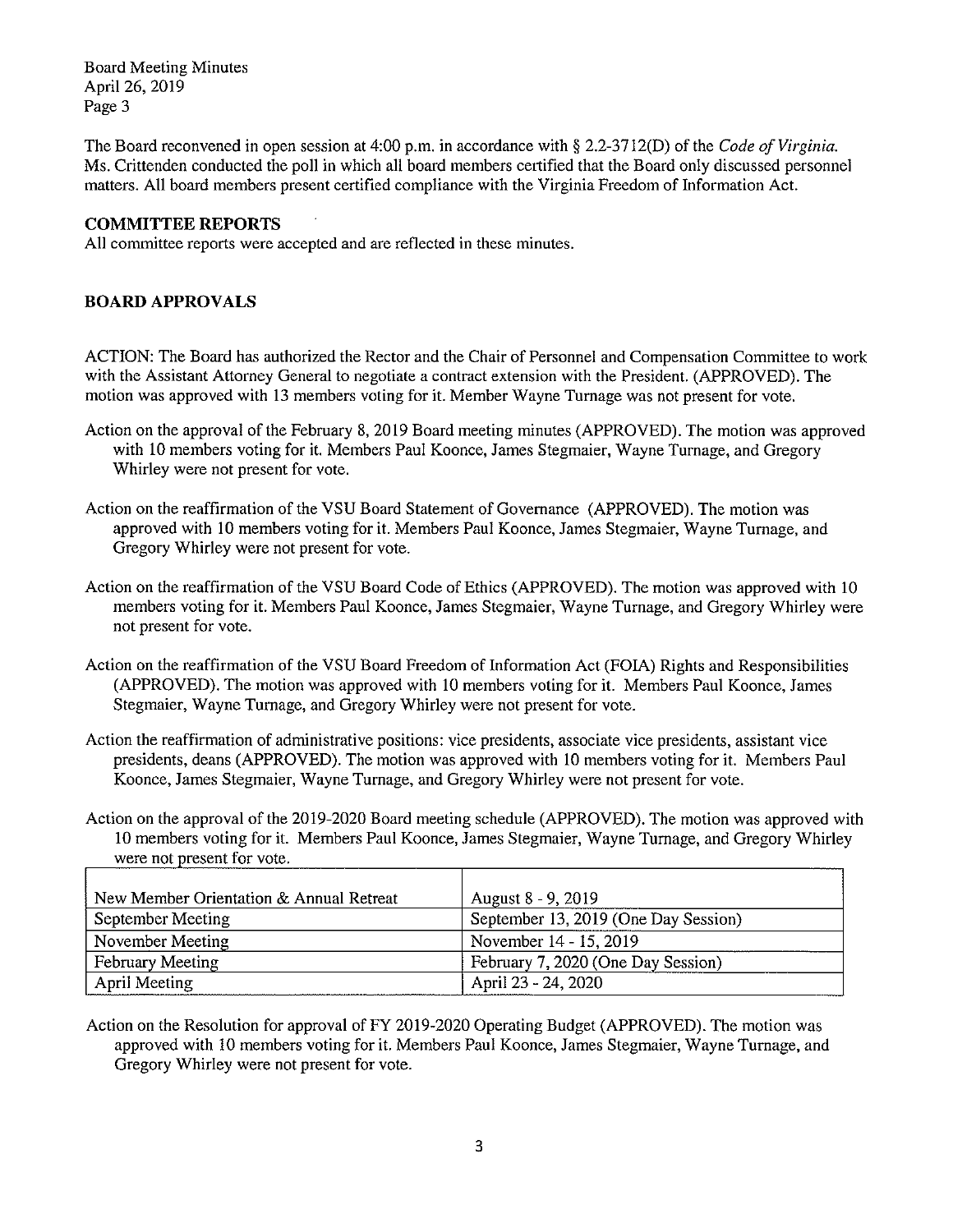The Board reconvened in open session at 4:00 p.m. in accordance with § 2.2-3712(D) of the *Code of Virginia.* Ms. Crittenden conducted the poll in which all board members certified that the Board only discussed personnel matters. All board members present certified compliance with the Virginia Freedom of Information Act.

**COMMITTEE REPORTS**

All committee reports were accepted and are reflected in these minutes.

**BOARD APPROVALS**

ACTION: The Board has authorized the Rector and the Chair of Personnel and Compensation Committee to work with the Assistant Attorney General to negotiate a contract extension with the President. (APPROVED). The motion was approved with 13 members voting for it. Member Wayne Turnage was not present for vote.

Action on the approval of the February 8, 2019 Board meeting minutes (APPROVED). The motion was approved with 10 members voting for it. Members Paul Koonce, James Stegmaier, Wayne Turnage, and Gregory Whirley were not present for vote.

Action on the reaffirmation of the VSU Board Statement of Governance (APPROVED). The motion was approved with 10 members voting for it. Members Paul Koonce, James Stegmaier, Wayne Turnage, and Gregory Whirley were not present for vote.

Action on the reaffirmation of the VSU Board Code of Ethics (APPROVED). The motion was approved with 10 members voting for it. Members Paul Koonce, James Stegmaier, Wayne Turnage, and Gregory Whirley were not present for vote.

Action on the reaffirmation of the VSU Board Freedom of Information Act (FOIA) Rights and Responsibilities (APPROVED). The motion was approved with 10 members voting for it. Members Paul Koonce, James Stegmaier, Wayne Turnage, and Gregory Whirley were not present for vote.

Action the reaffirmation of administrative positions: vice presidents, associate vice presidents, assistant vice presidents, deans (APPROVED). The motion was approved with 10 members voting for it. Members Paul Koonce, James Stegmaier, Wayne Turnage, and Gregory Whirley were not present for vote.

Action on the approval of the 2019-2020 Board meeting schedule (APPROVED). The motion was approved with 10 members voting for it. Members Paul Koonce, James Stegmaier, Wayne Turnage, and Gregory Whirley were not present for vote.

| | |
|---|---|
| New Member Orientation & Annual Retreat | August 8 - 9, 2019 |
| September Meeting | September 13, 2019 (One Day Session) |
| November Meeting | November 14 - 15, 2019 |
| February Meeting | February 7, 2020 (One Day Session) |
| April Meeting | April 23 - 24, 2020 |

Action on the Resolution for approval of FY 2019-2020 Operating Budget (APPROVED). The motion was approved with 10 members voting for it. Members Paul Koonce, James Stegmaier, Wayne Turnage, and Gregory Whirley were not present for vote.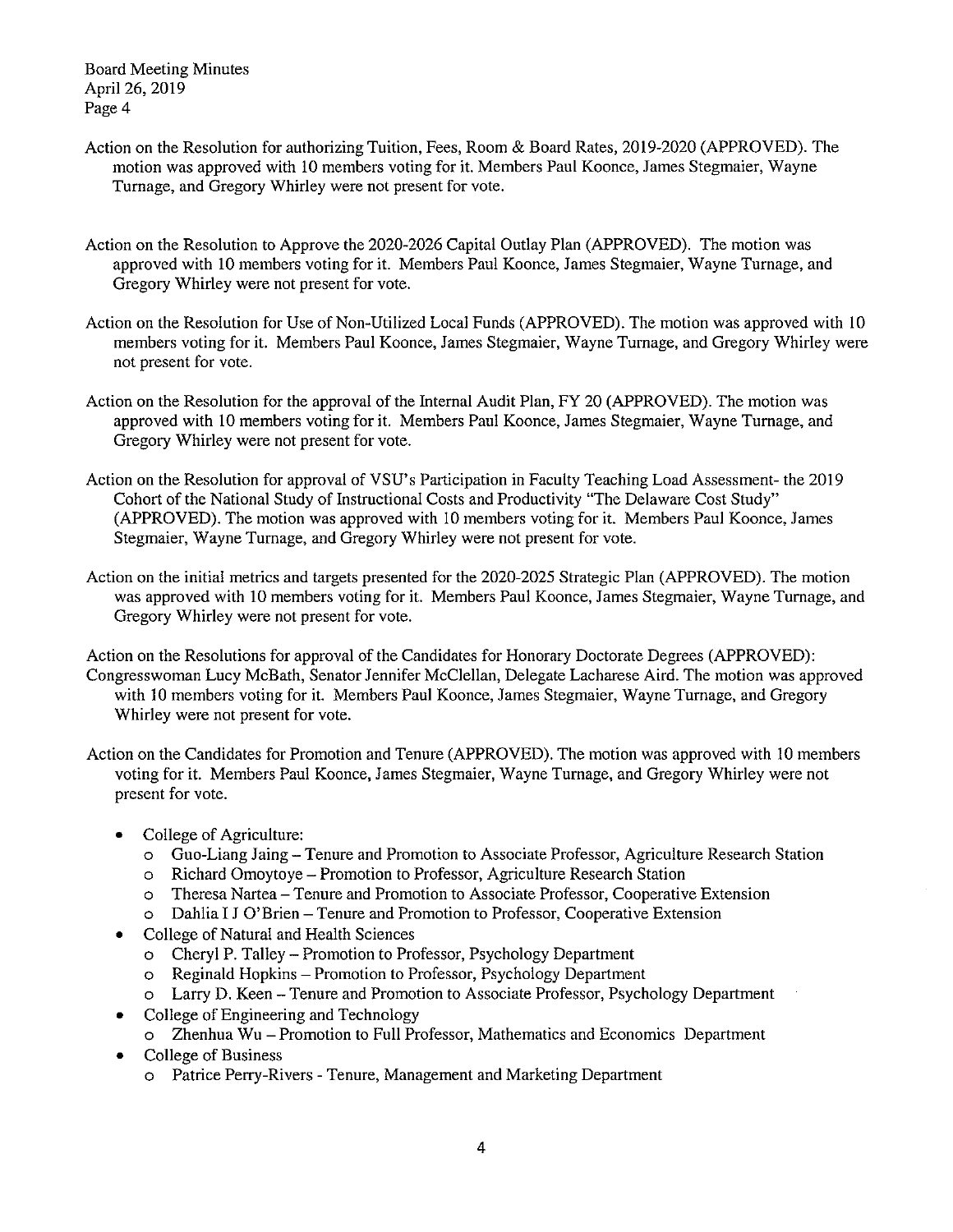Action on the Resolution for authorizing Tuition, Fees, Room & Board Rates, 2019-2020 (APPROVED). The motion was approved with 10 members voting for it. Members Paul Koonce, James Stegmaier, Wayne Turnage, and Gregory Whirley were not present for vote.

Action on the Resolution to Approve the 2020-2026 Capital Outlay Plan (APPROVED). The motion was approved with 10 members voting for it. Members Paul Koonce, James Stegmaier, Wayne Turnage, and Gregory Whirley were not present for vote.

Action on the Resolution for Use of Non-Utilized Local Funds (APPROVED). The motion was approved with 10 members voting for it. Members Paul Koonce, James Stegmaier, Wayne Turnage, and Gregory Whirley were not present for vote.

Action on the Resolution for the approval of the Internal Audit Plan, FY 20 (APPROVED). The motion was approved with 10 members voting for it. Members Paul Koonce, James Stegmaier, Wayne Turnage, and Gregory Whirley were not present for vote.

Action on the Resolution for approval of VSU's Participation in Faculty Teaching Load Assessment- the 2019 Cohort of the National Study of Instructional Costs and Productivity "The Delaware Cost Study" (APPROVED). The motion was approved with 10 members voting for it. Members Paul Koonce, James Stegmaier, Wayne Turnage, and Gregory Whirley were not present for vote.

Action on the initial metrics and targets presented for the 2020-2025 Strategic Plan (APPROVED). The motion was approved with 10 members voting for it. Members Paul Koonce, James Stegmaier, Wayne Turnage, and Gregory Whirley were not present for vote.

Action on the Resolutions for approval of the Candidates for Honorary Doctorate Degrees (APPROVED): Congresswoman Lucy McBath, Senator Jennifer McClellan, Delegate Lacharese Aird. The motion was approved with 10 members voting for it. Members Paul Koonce, James Stegmaier, Wayne Turnage, and Gregory Whirley were not present for vote.

Action on the Candidates for Promotion and Tenure (APPROVED). The motion was approved with 10 members voting for it. Members Paul Koonce, James Stegmaier, Wayne Turnage, and Gregory Whirley were not present for vote.

- College of Agriculture:
  - Guo-Liang Jaing – Tenure and Promotion to Associate Professor, Agriculture Research Station
  - Richard Omoytoye – Promotion to Professor, Agriculture Research Station
  - Theresa Nartea – Tenure and Promotion to Associate Professor, Cooperative Extension
  - Dahlia I J O'Brien – Tenure and Promotion to Professor, Cooperative Extension
- College of Natural and Health Sciences
  - Cheryl P. Talley – Promotion to Professor, Psychology Department
  - Reginald Hopkins – Promotion to Professor, Psychology Department
  - Larry D. Keen – Tenure and Promotion to Associate Professor, Psychology Department
- College of Engineering and Technology
  - Zhenhua Wu – Promotion to Full Professor, Mathematics and Economics Department
- College of Business
  - Patrice Perry-Rivers - Tenure, Management and Marketing Department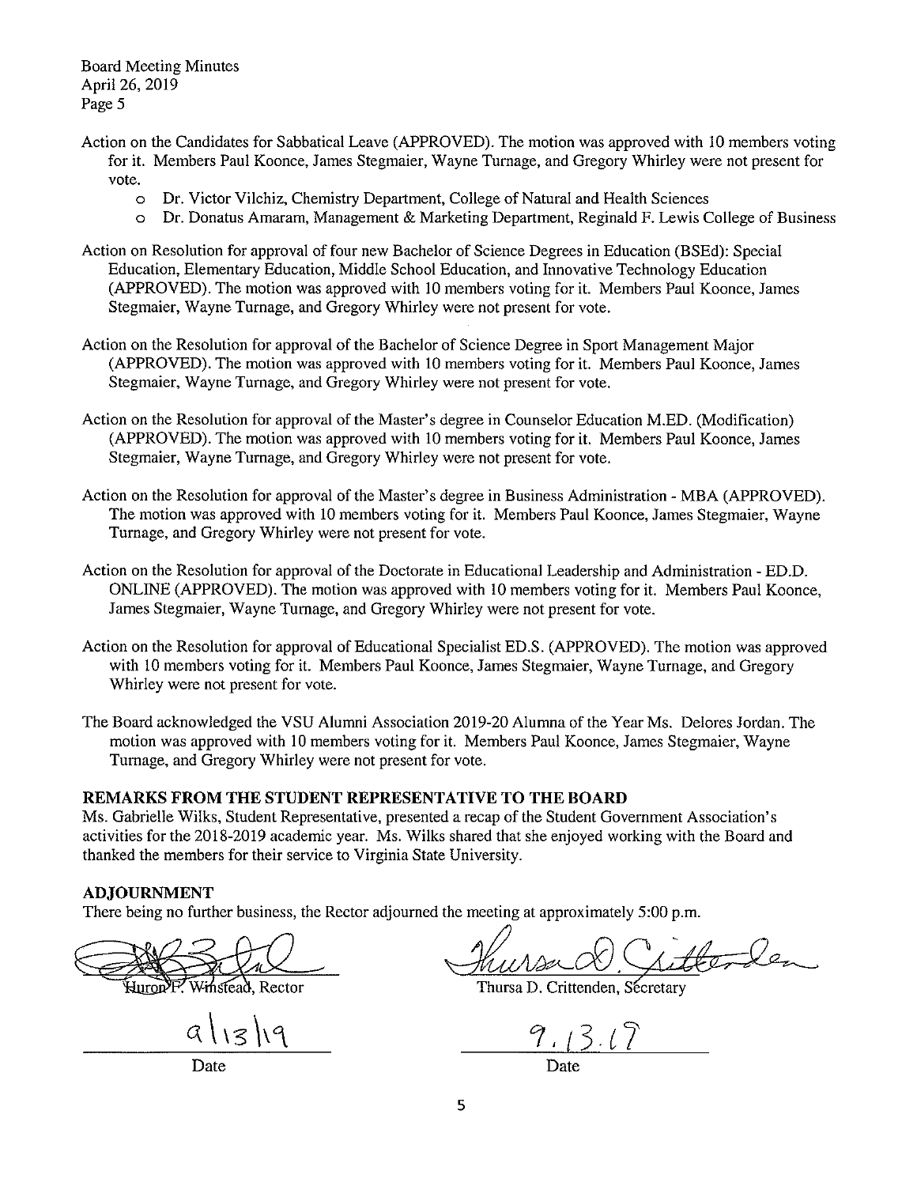Action on the Candidates for Sabbatical Leave (APPROVED). The motion was approved with 10 members voting for it. Members Paul Koonce, James Stegmaier, Wayne Turnage, and Gregory Whirley were not present for vote.

- Dr. Victor Vilchiz, Chemistry Department, College of Natural and Health Sciences
- Dr. Donatus Amaram, Management & Marketing Department, Reginald F. Lewis College of Business

Action on Resolution for approval of four new Bachelor of Science Degrees in Education (BSEd): Special Education, Elementary Education, Middle School Education, and Innovative Technology Education (APPROVED). The motion was approved with 10 members voting for it. Members Paul Koonce, James Stegmaier, Wayne Turnage, and Gregory Whirley were not present for vote.

Action on the Resolution for approval of the Bachelor of Science Degree in Sport Management Major (APPROVED). The motion was approved with 10 members voting for it. Members Paul Koonce, James Stegmaier, Wayne Turnage, and Gregory Whirley were not present for vote.

Action on the Resolution for approval of the Master's degree in Counselor Education M.ED. (Modification) (APPROVED). The motion was approved with 10 members voting for it. Members Paul Koonce, James Stegmaier, Wayne Turnage, and Gregory Whirley were not present for vote.

Action on the Resolution for approval of the Master's degree in Business Administration - MBA (APPROVED). The motion was approved with 10 members voting for it. Members Paul Koonce, James Stegmaier, Wayne Turnage, and Gregory Whirley were not present for vote.

Action on the Resolution for approval of the Doctorate in Educational Leadership and Administration - ED.D. ONLINE (APPROVED). The motion was approved with 10 members voting for it. Members Paul Koonce, James Stegmaier, Wayne Turnage, and Gregory Whirley were not present for vote.

Action on the Resolution for approval of Educational Specialist ED.S. (APPROVED). The motion was approved with 10 members voting for it. Members Paul Koonce, James Stegmaier, Wayne Turnage, and Gregory Whirley were not present for vote.

The Board acknowledged the VSU Alumni Association 2019-20 Alumna of the Year Ms. Delores Jordan. The motion was approved with 10 members voting for it. Members Paul Koonce, James Stegmaier, Wayne Turnage, and Gregory Whirley were not present for vote.

**REMARKS FROM THE STUDENT REPRESENTATIVE TO THE BOARD**

Ms. Gabrielle Wilks, Student Representative, presented a recap of the Student Government Association's activities for the 2018-2019 academic year. Ms. Wilks shared that she enjoyed working with the Board and thanked the members for their service to Virginia State University.

**ADJOURNMENT**

There being no further business, the Rector adjourned the meeting at approximately 5:00 p.m.

Huron F. Winstead, Rector

9/13/19

Date

Thursa D. Crittenden, Secretary

9.13.19

Date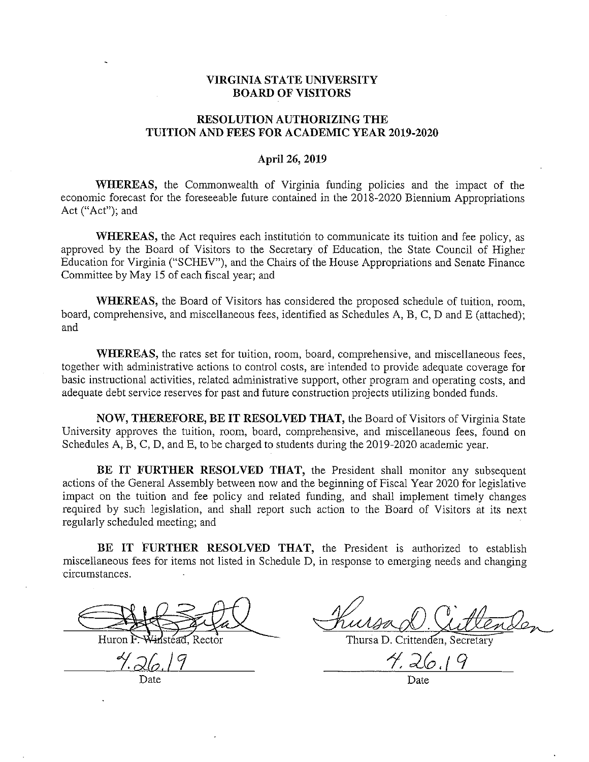# VIRGINIA STATE UNIVERSITY
# BOARD OF VISITORS

## RESOLUTION AUTHORIZING THE TUITION AND FEES FOR ACADEMIC YEAR 2019-2020

**April 26, 2019**

**WHEREAS,** the Commonwealth of Virginia funding policies and the impact of the economic forecast for the foreseeable future contained in the 2018-2020 Biennium Appropriations Act ("Act"); and

**WHEREAS,** the Act requires each institution to communicate its tuition and fee policy, as approved by the Board of Visitors to the Secretary of Education, the State Council of Higher Education for Virginia ("SCHEV"), and the Chairs of the House Appropriations and Senate Finance Committee by May 15 of each fiscal year; and

**WHEREAS,** the Board of Visitors has considered the proposed schedule of tuition, room, board, comprehensive, and miscellaneous fees, identified as Schedules A, B, C, D and E (attached); and

**WHEREAS,** the rates set for tuition, room, board, comprehensive, and miscellaneous fees, together with administrative actions to control costs, are intended to provide adequate coverage for basic instructional activities, related administrative support, other program and operating costs, and adequate debt service reserves for past and future construction projects utilizing bonded funds.

**NOW, THEREFORE, BE IT RESOLVED THAT,** the Board of Visitors of Virginia State University approves the tuition, room, board, comprehensive, and miscellaneous fees, found on Schedules A, B, C, D, and E, to be charged to students during the 2019-2020 academic year.

**BE IT FURTHER RESOLVED THAT,** the President shall monitor any subsequent actions of the General Assembly between now and the beginning of Fiscal Year 2020 for legislative impact on the tuition and fee policy and related funding, and shall implement timely changes required by such legislation, and shall report such action to the Board of Visitors at its next regularly scheduled meeting; and

**BE IT FURTHER RESOLVED THAT,** the President is authorized to establish miscellaneous fees for items not listed in Schedule D, in response to emerging needs and changing circumstances.

Huron F. Winstead, Rector

4.26.19

Date

Thursa D. Crittenden, Secretary

4.26.19

Date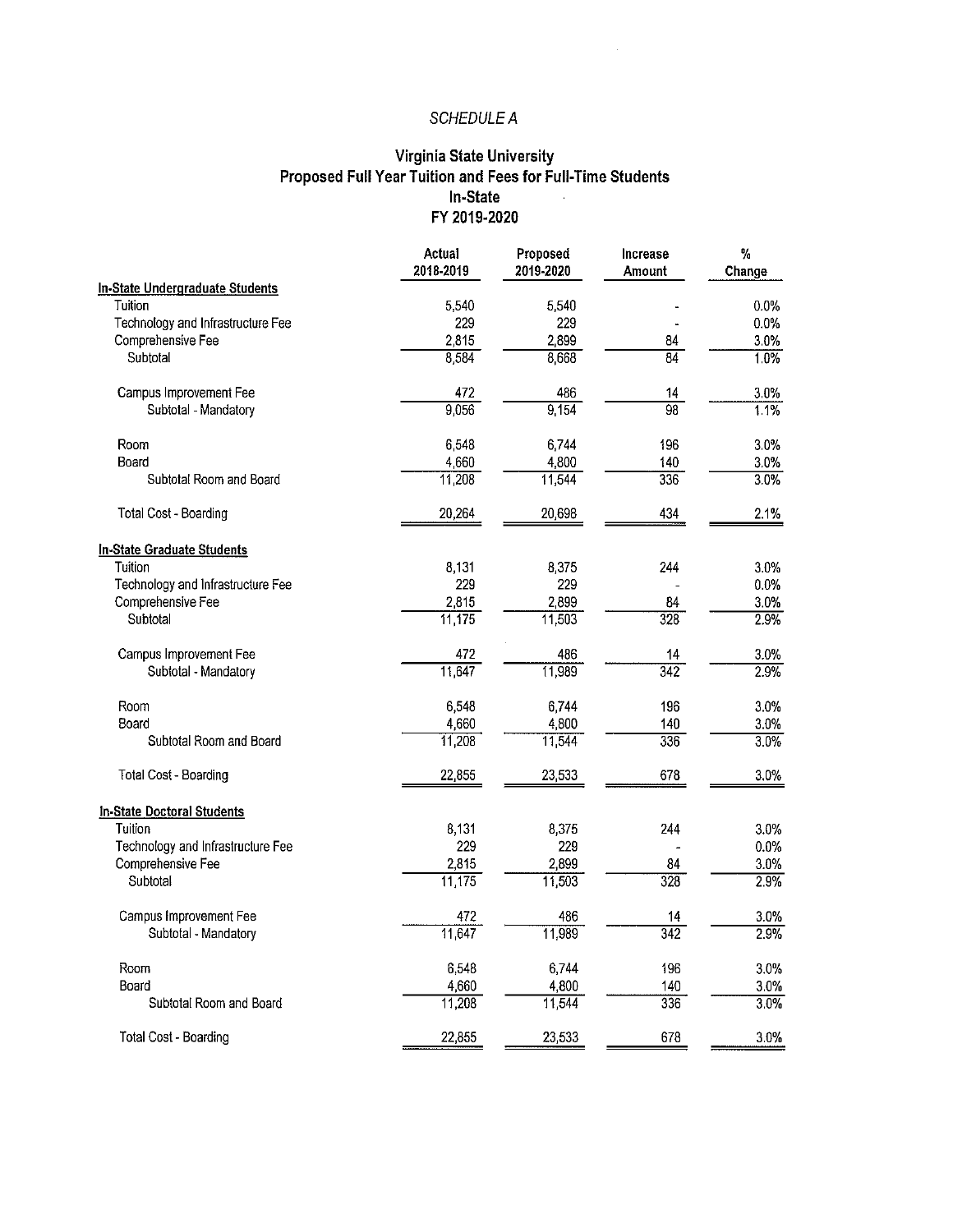*SCHEDULE A*

## Virginia State University
## Proposed Full Year Tuition and Fees for Full-Time Students
## In-State
## FY 2019-2020

| | Actual 2018-2019 | Proposed 2019-2020 | Increase Amount | % Change |
|---|---|---|---|---|
| **In-State Undergraduate Students** | | | | |
| Tuition | 5,540 | 5,540 | - | 0.0% |
| Technology and Infrastructure Fee | 229 | 229 | - | 0.0% |
| Comprehensive Fee | 2,815 | 2,899 | 84 | 3.0% |
| Subtotal | 8,584 | 8,668 | 84 | 1.0% |
| Campus Improvement Fee | 472 | 486 | 14 | 3.0% |
| Subtotal - Mandatory | 9,056 | 9,154 | 98 | 1.1% |
| Room | 6,548 | 6,744 | 196 | 3.0% |
| Board | 4,660 | 4,800 | 140 | 3.0% |
| Subtotal Room and Board | 11,208 | 11,544 | 336 | 3.0% |
| Total Cost - Boarding | 20,264 | 20,698 | 434 | 2.1% |
| **In-State Graduate Students** | | | | |
| Tuition | 8,131 | 8,375 | 244 | 3.0% |
| Technology and Infrastructure Fee | 229 | 229 | - | 0.0% |
| Comprehensive Fee | 2,815 | 2,899 | 84 | 3.0% |
| Subtotal | 11,175 | 11,503 | 328 | 2.9% |
| Campus Improvement Fee | 472 | 486 | 14 | 3.0% |
| Subtotal - Mandatory | 11,647 | 11,989 | 342 | 2.9% |
| Room | 6,548 | 6,744 | 196 | 3.0% |
| Board | 4,660 | 4,800 | 140 | 3.0% |
| Subtotal Room and Board | 11,208 | 11,544 | 336 | 3.0% |
| Total Cost - Boarding | 22,855 | 23,533 | 678 | 3.0% |
| **In-State Doctoral Students** | | | | |
| Tuition | 8,131 | 8,375 | 244 | 3.0% |
| Technology and Infrastructure Fee | 229 | 229 | - | 0.0% |
| Comprehensive Fee | 2,815 | 2,899 | 84 | 3.0% |
| Subtotal | 11,175 | 11,503 | 328 | 2.9% |
| Campus Improvement Fee | 472 | 486 | 14 | 3.0% |
| Subtotal - Mandatory | 11,647 | 11,989 | 342 | 2.9% |
| Room | 6,548 | 6,744 | 196 | 3.0% |
| Board | 4,660 | 4,800 | 140 | 3.0% |
| Subtotal Room and Board | 11,208 | 11,544 | 336 | 3.0% |
| Total Cost - Boarding | 22,855 | 23,533 | 678 | 3.0% |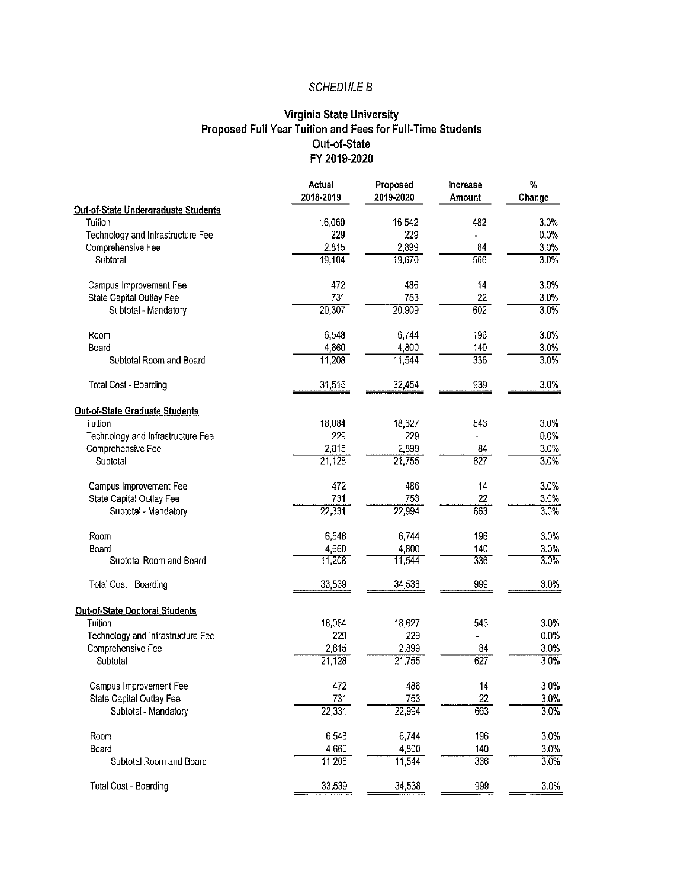*SCHEDULE B*

## Virginia State University
## Proposed Full Year Tuition and Fees for Full-Time Students
## Out-of-State
## FY 2019-2020

| | Actual 2018-2019 | Proposed 2019-2020 | Increase Amount | % Change |
|---|---|---|---|---|
| **Out-of-State Undergraduate Students** | | | | |
| Tuition | 16,060 | 16,542 | 482 | 3.0% |
| Technology and Infrastructure Fee | 229 | 229 | - | 0.0% |
| Comprehensive Fee | 2,815 | 2,899 | 84 | 3.0% |
| Subtotal | 19,104 | 19,670 | 566 | 3.0% |
| Campus Improvement Fee | 472 | 486 | 14 | 3.0% |
| State Capital Outlay Fee | 731 | 753 | 22 | 3.0% |
| Subtotal - Mandatory | 20,307 | 20,909 | 602 | 3.0% |
| Room | 6,548 | 6,744 | 196 | 3.0% |
| Board | 4,660 | 4,800 | 140 | 3.0% |
| Subtotal Room and Board | 11,208 | 11,544 | 336 | 3.0% |
| Total Cost - Boarding | 31,515 | 32,454 | 939 | 3.0% |
| **Out-of-State Graduate Students** | | | | |
| Tuition | 18,084 | 18,627 | 543 | 3.0% |
| Technology and Infrastructure Fee | 229 | 229 | - | 0.0% |
| Comprehensive Fee | 2,815 | 2,899 | 84 | 3.0% |
| Subtotal | 21,128 | 21,755 | 627 | 3.0% |
| Campus Improvement Fee | 472 | 486 | 14 | 3.0% |
| State Capital Outlay Fee | 731 | 753 | 22 | 3.0% |
| Subtotal - Mandatory | 22,331 | 22,994 | 663 | 3.0% |
| Room | 6,548 | 6,744 | 196 | 3.0% |
| Board | 4,660 | 4,800 | 140 | 3.0% |
| Subtotal Room and Board | 11,208 | 11,544 | 336 | 3.0% |
| Total Cost - Boarding | 33,539 | 34,538 | 999 | 3.0% |
| **Out-of-State Doctoral Students** | | | | |
| Tuition | 18,084 | 18,627 | 543 | 3.0% |
| Technology and Infrastructure Fee | 229 | 229 | - | 0.0% |
| Comprehensive Fee | 2,815 | 2,899 | 84 | 3.0% |
| Subtotal | 21,128 | 21,755 | 627 | 3.0% |
| Campus Improvement Fee | 472 | 486 | 14 | 3.0% |
| State Capital Outlay Fee | 731 | 753 | 22 | 3.0% |
| Subtotal - Mandatory | 22,331 | 22,994 | 663 | 3.0% |
| Room | 6,548 | 6,744 | 196 | 3.0% |
| Board | 4,660 | 4,800 | 140 | 3.0% |
| Subtotal Room and Board | 11,208 | 11,544 | 336 | 3.0% |
| Total Cost - Boarding | 33,539 | 34,538 | 999 | 3.0% |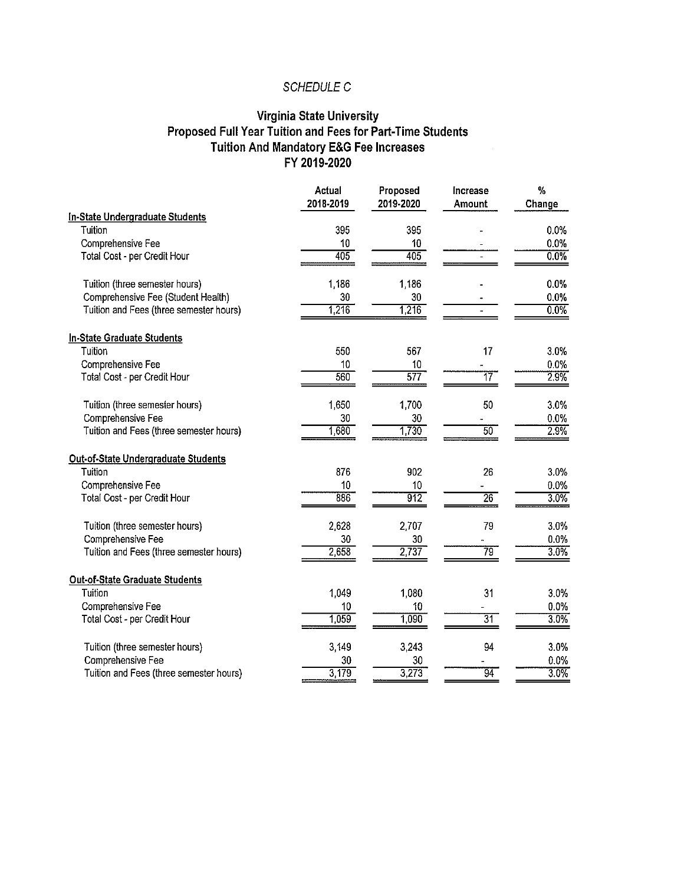*SCHEDULE C*

## Virginia State University
## Proposed Full Year Tuition and Fees for Part-Time Students
## Tuition And Mandatory E&G Fee Increases
## FY 2019-2020

| | Actual 2018-2019 | Proposed 2019-2020 | Increase Amount | % Change |
|---|---|---|---|---|
| **In-State Undergraduate Students** | | | | |
| Tuition | 395 | 395 | - | 0.0% |
| Comprehensive Fee | 10 | 10 | - | 0.0% |
| Total Cost - per Credit Hour | 405 | 405 | - | 0.0% |
| Tuition (three semester hours) | 1,186 | 1,186 | - | 0.0% |
| Comprehensive Fee (Student Health) | 30 | 30 | - | 0.0% |
| Tuition and Fees (three semester hours) | 1,216 | 1,216 | - | 0.0% |
| **In-State Graduate Students** | | | | |
| Tuition | 550 | 567 | 17 | 3.0% |
| Comprehensive Fee | 10 | 10 | - | 0.0% |
| Total Cost - per Credit Hour | 560 | 577 | 17 | 2.9% |
| Tuition (three semester hours) | 1,650 | 1,700 | 50 | 3.0% |
| Comprehensive Fee | 30 | 30 | - | 0.0% |
| Tuition and Fees (three semester hours) | 1,680 | 1,730 | 50 | 2.9% |
| **Out-of-State Undergraduate Students** | | | | |
| Tuition | 876 | 902 | 26 | 3.0% |
| Comprehensive Fee | 10 | 10 | - | 0.0% |
| Total Cost - per Credit Hour | 886 | 912 | 26 | 3.0% |
| Tuition (three semester hours) | 2,628 | 2,707 | 79 | 3.0% |
| Comprehensive Fee | 30 | 30 | - | 0.0% |
| Tuition and Fees (three semester hours) | 2,658 | 2,737 | 79 | 3.0% |
| **Out-of-State Graduate Students** | | | | |
| Tuition | 1,049 | 1,080 | 31 | 3.0% |
| Comprehensive Fee | 10 | 10 | - | 0.0% |
| Total Cost - per Credit Hour | 1,059 | 1,090 | 31 | 3.0% |
| Tuition (three semester hours) | 3,149 | 3,243 | 94 | 3.0% |
| Comprehensive Fee | 30 | 30 | - | 0.0% |
| Tuition and Fees (three semester hours) | 3,179 | 3,273 | 94 | 3.0% |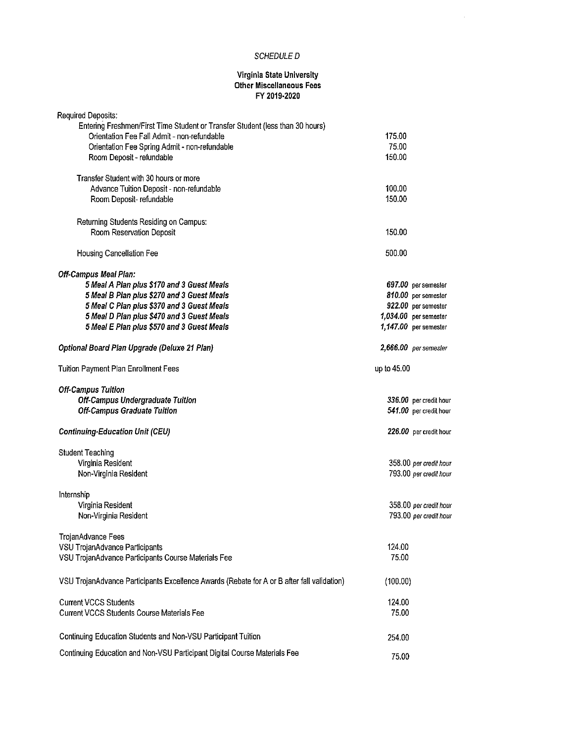*SCHEDULE D*

**Virginia State University**
**Other Miscellaneous Fees**
**FY 2019-2020**

| | |
|---|---|
| Required Deposits: | |
| Entering Freshmen/First Time Student or Transfer Student (less than 30 hours) | |
| Orientation Fee Fall Admit - non-refundable | 175.00 |
| Orientation Fee Spring Admit - non-refundable | 75.00 |
| Room Deposit - refundable | 150.00 |
| | |
| Transfer Student with 30 hours or more | |
| Advance Tuition Deposit - non-refundable | 100.00 |
| Room Deposit- refundable | 150.00 |
| | |
| Returning Students Residing on Campus: | |
| Room Reservation Deposit | 150.00 |
| | |
| Housing Cancellation Fee | 500.00 |
| | |
| ***Off-Campus Meal Plan:*** | |
| ***5 Meal A Plan plus $170 and 3 Guest Meals*** | ***697.00*** per semester |
| ***5 Meal B Plan plus $270 and 3 Guest Meals*** | ***810.00*** per semester |
| ***5 Meal C Plan plus $370 and 3 Guest Meals*** | ***922.00*** per semester |
| ***5 Meal D Plan plus $470 and 3 Guest Meals*** | ***1,034.00*** per semester |
| ***5 Meal E Plan plus $570 and 3 Guest Meals*** | ***1,147.00*** per semester |
| | |
| ***Optional Board Plan Upgrade (Deluxe 21 Plan)*** | ***2,666.00*** *per semester* |
| | |
| Tuition Payment Plan Enrollment Fees | up to 45.00 |
| | |
| ***Off-Campus Tuition*** | |
| ***Off-Campus Undergraduate Tuition*** | ***336.00*** per credit hour |
| ***Off-Campus Graduate Tuition*** | ***541.00*** per credit hour |
| | |
| ***Continuing-Education Unit (CEU)*** | ***226.00*** per credit hour |
| | |
| Student Teaching | |
| Virginia Resident | 358.00 *per credit hour* |
| Non-Virginia Resident | 793.00 *per credit hour* |
| | |
| Internship | |
| Virginia Resident | 358.00 *per credit hour* |
| Non-Virginia Resident | 793.00 *per credit hour* |
| | |
| TrojanAdvance Fees | |
| VSU TrojanAdvance Participants | 124.00 |
| VSU TrojanAdvance Participants Course Materials Fee | 75.00 |
| | |
| VSU TrojanAdvance Participants Excellence Awards (Rebate for A or B after fall validation) | (100.00) |
| | |
| Current VCCS Students | 124.00 |
| Current VCCS Students Course Materials Fee | 75.00 |
| | |
| Continuing Education Students and Non-VSU Participant Tuition | 254.00 |
| | |
| Continuing Education and Non-VSU Participant Digital Course Materials Fee | 75.00 |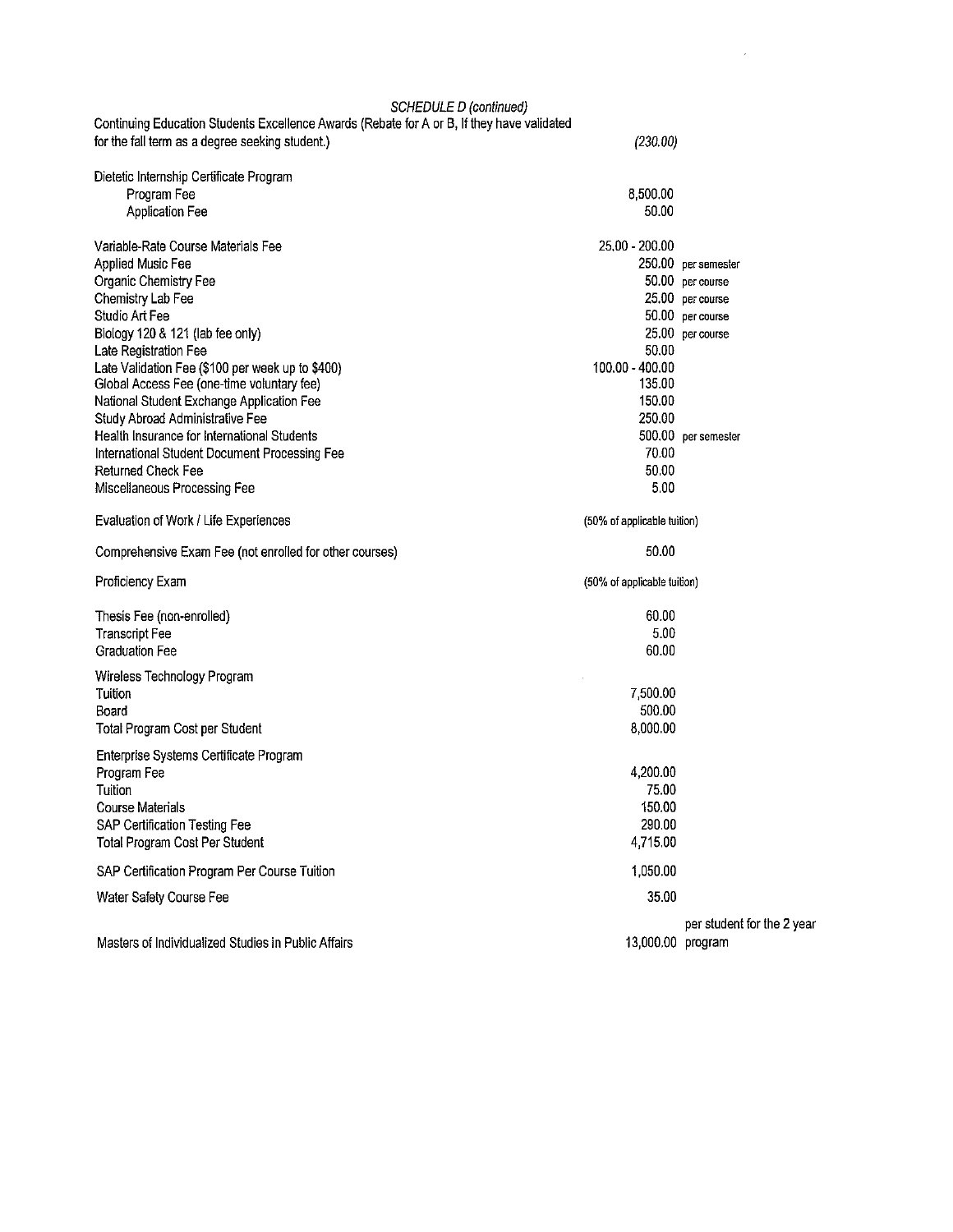*SCHEDULE D (continued)*

| | | |
|---|---|---|
| Continuing Education Students Excellence Awards (Rebate for A or B, If they have validated for the fall term as a degree seeking student.) | *(230.00)* | |
| | | |
| Dietetic Internship Certificate Program | | |
| Program Fee | 8,500.00 | |
| Application Fee | 50.00 | |
| | | |
| Variable-Rate Course Materials Fee | 25.00 - 200.00 | |
| Applied Music Fee | 250.00 | per semester |
| Organic Chemistry Fee | 50.00 | per course |
| Chemistry Lab Fee | 25.00 | per course |
| Studio Art Fee | 50.00 | per course |
| Biology 120 & 121 (lab fee only) | 25.00 | per course |
| Late Registration Fee | 50.00 | |
| Late Validation Fee ($100 per week up to $400) | 100.00 - 400.00 | |
| Global Access Fee (one-time voluntary fee) | 135.00 | |
| National Student Exchange Application Fee | 150.00 | |
| Study Abroad Administrative Fee | 250.00 | |
| Health Insurance for International Students | 500.00 | per semester |
| International Student Document Processing Fee | 70.00 | |
| Returned Check Fee | 50.00 | |
| Miscellaneous Processing Fee | 5.00 | |
| | | |
| Evaluation of Work / Life Experiences | (50% of applicable tuition) | |
| | | |
| Comprehensive Exam Fee (not enrolled for other courses) | 50.00 | |
| | | |
| Proficiency Exam | (50% of applicable tuition) | |
| | | |
| Thesis Fee (non-enrolled) | 60.00 | |
| Transcript Fee | 5.00 | |
| Graduation Fee | 60.00 | |
| | | |
| Wireless Technology Program | | |
| Tuition | 7,500.00 | |
| Board | 500.00 | |
| Total Program Cost per Student | 8,000.00 | |
| | | |
| Enterprise Systems Certificate Program | | |
| Program Fee | 4,200.00 | |
| Tuition | 75.00 | |
| Course Materials | 150.00 | |
| SAP Certification Testing Fee | 290.00 | |
| Total Program Cost Per Student | 4,715.00 | |
| | | |
| SAP Certification Program Per Course Tuition | 1,050.00 | |
| | | |
| Water Safety Course Fee | 35.00 | |
| | | |
| Masters of Individualized Studies in Public Affairs | 13,000.00 | per student for the 2 year program |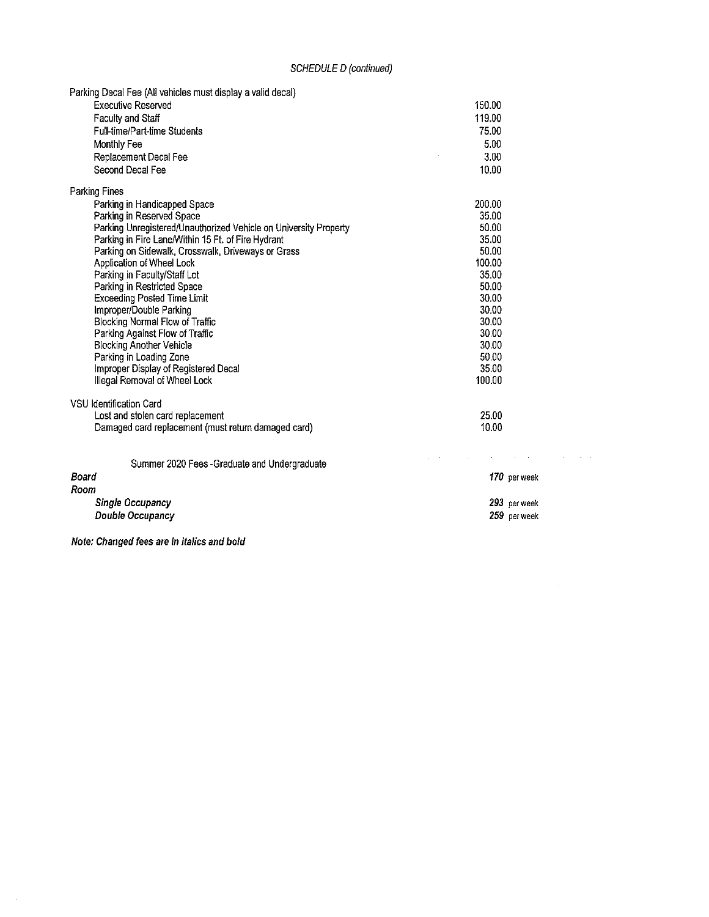*SCHEDULE D (continued)*

| | |
|---|---|
| Parking Decal Fee (All vehicles must display a valid decal) | |
| Executive Reserved | 150.00 |
| Faculty and Staff | 119.00 |
| Full-time/Part-time Students | 75.00 |
| Monthly Fee | 5.00 |
| Replacement Decal Fee | 3.00 |
| Second Decal Fee | 10.00 |
| Parking Fines | |
| Parking in Handicapped Space | 200.00 |
| Parking in Reserved Space | 35.00 |
| Parking Unregistered/Unauthorized Vehicle on University Property | 50.00 |
| Parking in Fire Lane/Within 15 Ft. of Fire Hydrant | 35.00 |
| Parking on Sidewalk, Crosswalk, Driveways or Grass | 50.00 |
| Application of Wheel Lock | 100.00 |
| Parking in Faculty/Staff Lot | 35.00 |
| Parking in Restricted Space | 50.00 |
| Exceeding Posted Time Limit | 30.00 |
| Improper/Double Parking | 30.00 |
| Blocking Normal Flow of Traffic | 30.00 |
| Parking Against Flow of Traffic | 30.00 |
| Blocking Another Vehicle | 30.00 |
| Parking in Loading Zone | 50.00 |
| Improper Display of Registered Decal | 35.00 |
| Illegal Removal of Wheel Lock | 100.00 |
| VSU Identification Card | |
| Lost and stolen card replacement | 25.00 |
| Damaged card replacement (must return damaged card) | 10.00 |

Summer 2020 Fees - Graduate and Undergraduate

| | |
|---|---|
| ***Board*** | ***170*** per week |
| ***Room*** | |
| ***Single Occupancy*** | ***293*** per week |
| ***Double Occupancy*** | ***259*** per week |

***Note: Changed fees are in italics and bold***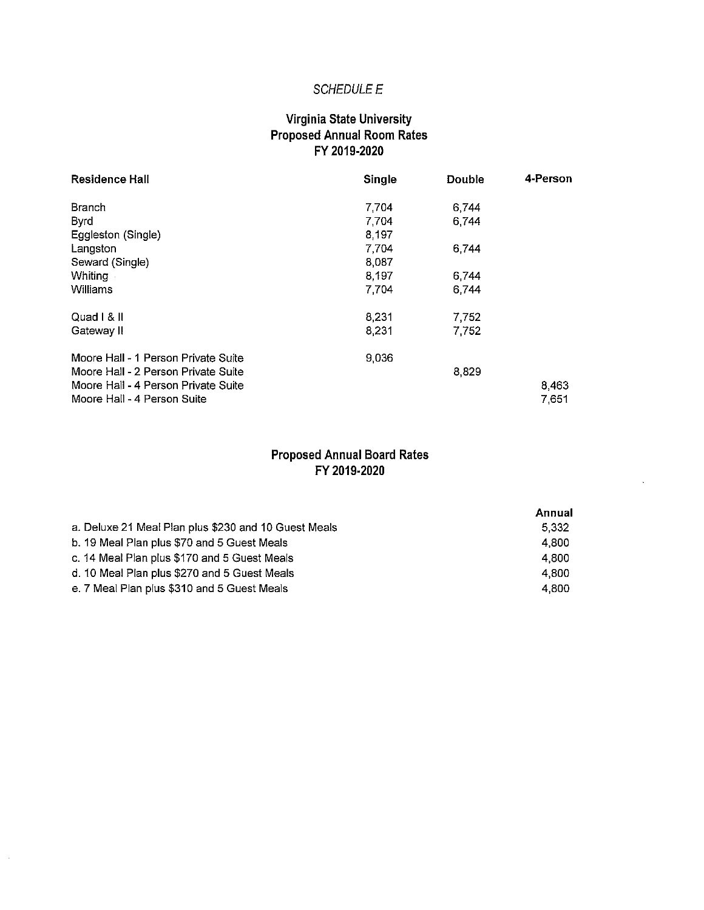*SCHEDULE E*

## Virginia State University
## Proposed Annual Room Rates
## FY 2019-2020

| Residence Hall | Single | Double | 4-Person |
| --- | --- | --- | --- |
| Branch | 7,704 | 6,744 | |
| Byrd | 7,704 | 6,744 | |
| Eggleston (Single) | 8,197 | | |
| Langston | 7,704 | 6,744 | |
| Seward (Single) | 8,087 | | |
| Whiting | 8,197 | 6,744 | |
| Williams | 7,704 | 6,744 | |
| Quad I & II | 8,231 | 7,752 | |
| Gateway II | 8,231 | 7,752 | |
| Moore Hall - 1 Person Private Suite | 9,036 | | |
| Moore Hall - 2 Person Private Suite | | 8,829 | |
| Moore Hall - 4 Person Private Suite | | | 8,463 |
| Moore Hall - 4 Person Suite | | | 7,651 |

## Proposed Annual Board Rates
## FY 2019-2020

| | Annual |
| --- | --- |
| a. Deluxe 21 Meal Plan plus $230 and 10 Guest Meals | 5,332 |
| b. 19 Meal Plan plus $70 and 5 Guest Meals | 4,800 |
| c. 14 Meal Plan plus $170 and 5 Guest Meals | 4,800 |
| d. 10 Meal Plan plus $270 and 5 Guest Meals | 4,800 |
| e. 7 Meal Plan plus $310 and 5 Guest Meals | 4,800 |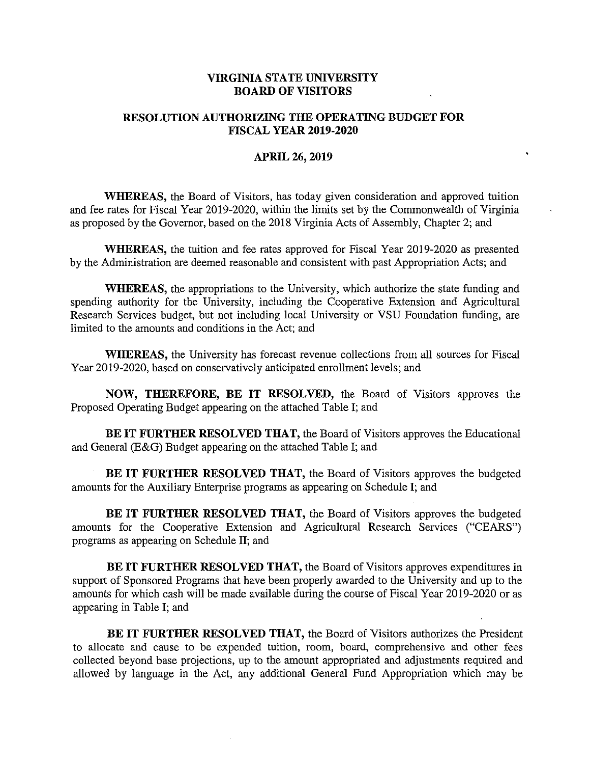# VIRGINIA STATE UNIVERSITY
# BOARD OF VISITORS

## RESOLUTION AUTHORIZING THE OPERATING BUDGET FOR FISCAL YEAR 2019-2020

### APRIL 26, 2019

**WHEREAS,** the Board of Visitors, has today given consideration and approved tuition and fee rates for Fiscal Year 2019-2020, within the limits set by the Commonwealth of Virginia as proposed by the Governor, based on the 2018 Virginia Acts of Assembly, Chapter 2; and

**WHEREAS,** the tuition and fee rates approved for Fiscal Year 2019-2020 as presented by the Administration are deemed reasonable and consistent with past Appropriation Acts; and

**WHEREAS,** the appropriations to the University, which authorize the state funding and spending authority for the University, including the Cooperative Extension and Agricultural Research Services budget, but not including local University or VSU Foundation funding, are limited to the amounts and conditions in the Act; and

**WHEREAS,** the University has forecast revenue collections from all sources for Fiscal Year 2019-2020, based on conservatively anticipated enrollment levels; and

**NOW, THEREFORE, BE IT RESOLVED,** the Board of Visitors approves the Proposed Operating Budget appearing on the attached Table I; and

**BE IT FURTHER RESOLVED THAT,** the Board of Visitors approves the Educational and General (E&G) Budget appearing on the attached Table I; and

**BE IT FURTHER RESOLVED THAT,** the Board of Visitors approves the budgeted amounts for the Auxiliary Enterprise programs as appearing on Schedule I; and

**BE IT FURTHER RESOLVED THAT,** the Board of Visitors approves the budgeted amounts for the Cooperative Extension and Agricultural Research Services ("CEARS") programs as appearing on Schedule II; and

**BE IT FURTHER RESOLVED THAT,** the Board of Visitors approves expenditures in support of Sponsored Programs that have been properly awarded to the University and up to the amounts for which cash will be made available during the course of Fiscal Year 2019-2020 or as appearing in Table I; and

**BE IT FURTHER RESOLVED THAT,** the Board of Visitors authorizes the President to allocate and cause to be expended tuition, room, board, comprehensive and other fees collected beyond base projections, up to the amount appropriated and adjustments required and allowed by language in the Act, any additional General Fund Appropriation which may be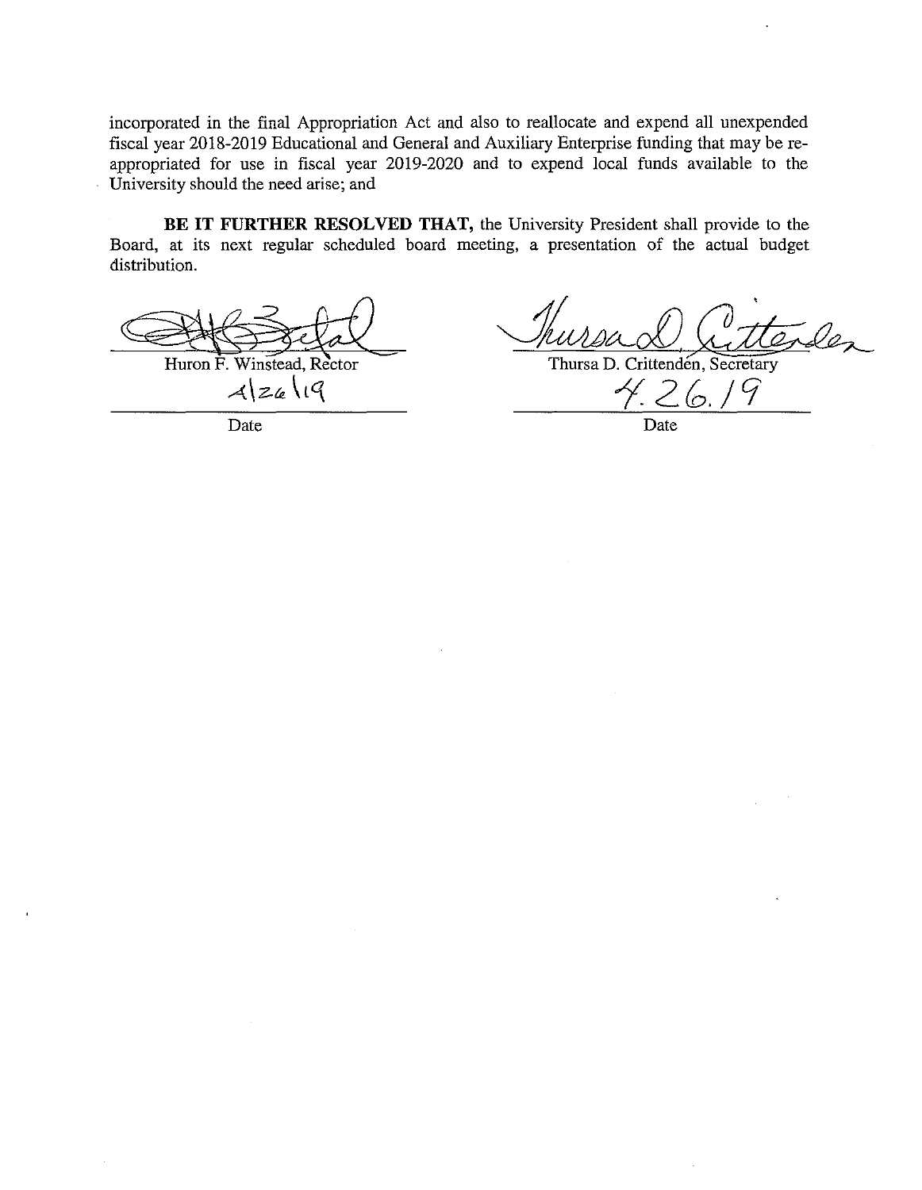incorporated in the final Appropriation Act and also to reallocate and expend all unexpended fiscal year 2018-2019 Educational and General and Auxiliary Enterprise funding that may be re-appropriated for use in fiscal year 2019-2020 and to expend local funds available to the University should the need arise; and

**BE IT FURTHER RESOLVED THAT,** the University President shall provide to the Board, at its next regular scheduled board meeting, a presentation of the actual budget distribution.

Huron F. Winstead, Rector

4/26/19

Date

Thursa D. Crittenden, Secretary

4.26.19

Date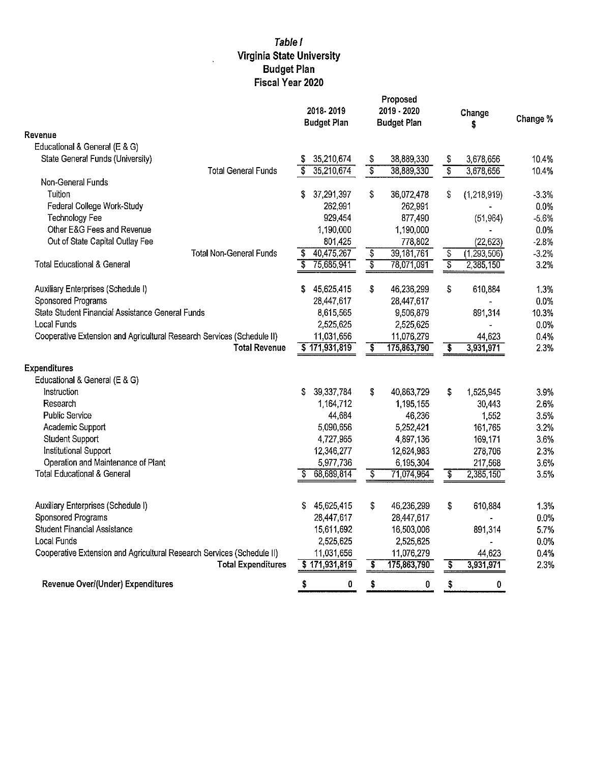### *Table I*
### Virginia State University
### Budget Plan
### Fiscal Year 2020

| | 2018- 2019 Budget Plan | Proposed 2019 - 2020 Budget Plan | Change $ | Change % |
|---|---|---|---|---|
| **Revenue** | | | | |
| Educational & General (E & G) | | | | |
| State General Funds (University) | $ 35,210,674 | $ 38,889,330 | $ 3,678,656 | 10.4% |
| Total General Funds | $ 35,210,674 | $ 38,889,330 | $ 3,678,656 | 10.4% |
| Non-General Funds | | | | |
| Tuition | $ 37,291,397 | $ 36,072,478 | $ (1,218,919) | -3.3% |
| Federal College Work-Study | 262,991 | 262,991 | - | 0.0% |
| Technology Fee | 929,454 | 877,490 | (51,964) | -5.6% |
| Other E&G Fees and Revenue | 1,190,000 | 1,190,000 | - | 0.0% |
| Out of State Capital Outlay Fee | 801,425 | 778,802 | (22,623) | -2.8% |
| Total Non-General Funds | $ 40,475,267 | $ 39,181,761 | $ (1,293,506) | -3.2% |
| Total Educational & General | $ 75,685,941 | $ 78,071,091 | $ 2,385,150 | 3.2% |
| | | | | |
| Auxiliary Enterprises (Schedule I) | $ 45,625,415 | $ 46,236,299 | $ 610,884 | 1.3% |
| Sponsored Programs | 28,447,617 | 28,447,617 | - | 0.0% |
| State Student Financial Assistance General Funds | 8,615,565 | 9,506,879 | 891,314 | 10.3% |
| Local Funds | 2,525,625 | 2,525,625 | - | 0.0% |
| Cooperative Extension and Agricultural Research Services (Schedule II) | 11,031,656 | 11,076,279 | 44,623 | 0.4% |
| **Total Revenue** | $ 171,931,819 | $ 175,863,790 | $ 3,931,971 | 2.3% |
| | | | | |
| **Expenditures** | | | | |
| Educational & General (E & G) | | | | |
| Instruction | $ 39,337,784 | $ 40,863,729 | $ 1,525,945 | 3.9% |
| Research | 1,164,712 | 1,195,155 | 30,443 | 2.6% |
| Public Service | 44,684 | 46,236 | 1,552 | 3.5% |
| Academic Support | 5,090,656 | 5,252,421 | 161,765 | 3.2% |
| Student Support | 4,727,965 | 4,897,136 | 169,171 | 3.6% |
| Institutional Support | 12,346,277 | 12,624,983 | 278,706 | 2.3% |
| Operation and Maintenance of Plant | 5,977,736 | 6,195,304 | 217,568 | 3.6% |
| Total Educational & General | $ 68,689,814 | $ 71,074,964 | $ 2,385,150 | 3.5% |
| | | | | |
| Auxiliary Enterprises (Schedule I) | $ 45,625,415 | $ 46,236,299 | $ 610,884 | 1.3% |
| Sponsored Programs | 28,447,617 | 28,447,617 | - | 0.0% |
| Student Financial Assistance | 15,611,692 | 16,503,006 | 891,314 | 5.7% |
| Local Funds | 2,525,625 | 2,525,625 | - | 0.0% |
| Cooperative Extension and Agricultural Research Services (Schedule II) | 11,031,656 | 11,076,279 | 44,623 | 0.4% |
| **Total Expenditures** | $ 171,931,819 | $ 175,863,790 | $ 3,931,971 | 2.3% |
| | | | | |
| **Revenue Over/(Under) Expenditures** | $ 0 | $ 0 | $ 0 | |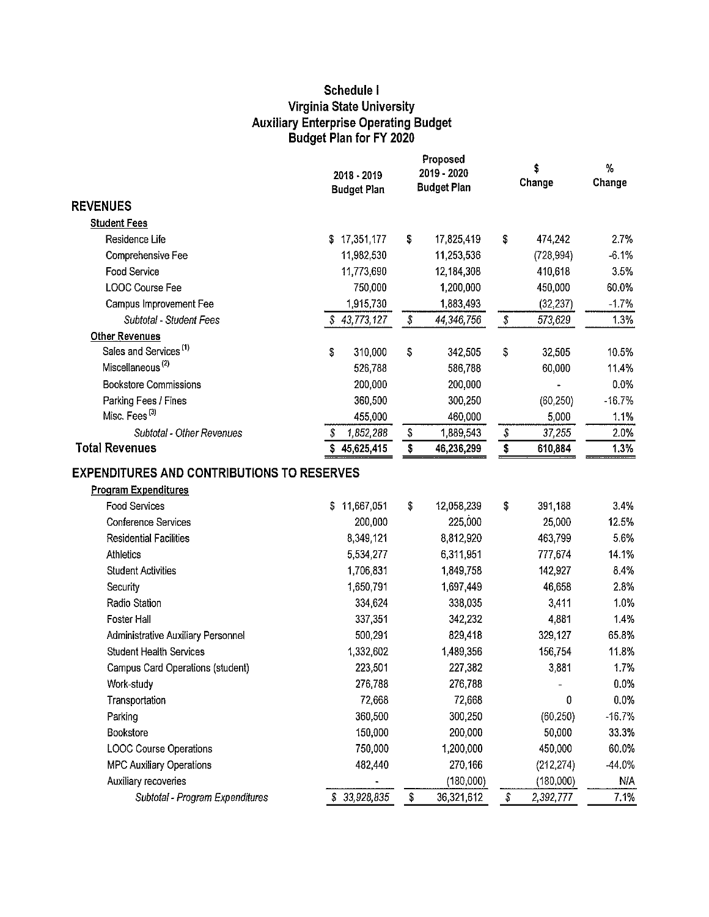# Schedule I
## Virginia State University
## Auxiliary Enterprise Operating Budget
## Budget Plan for FY 2020

| | 2018 - 2019 Budget Plan | Proposed 2019 - 2020 Budget Plan | $ Change | % Change |
|---|---|---|---|---|
| **REVENUES** | | | | |
| **Student Fees** | | | | |
| Residence Life | $ 17,351,177 | $ 17,825,419 | $ 474,242 | 2.7% |
| Comprehensive Fee | 11,982,530 | 11,253,536 | (728,994) | -6.1% |
| Food Service | 11,773,690 | 12,184,308 | 410,618 | 3.5% |
| LOOC Course Fee | 750,000 | 1,200,000 | 450,000 | 60.0% |
| Campus Improvement Fee | 1,915,730 | 1,883,493 | (32,237) | -1.7% |
| *Subtotal - Student Fees* | *$ 43,773,127* | *$ 44,346,756* | *$ 573,629* | 1.3% |
| **Other Revenues** | | | | |
| Sales and Services [(1)] | $ 310,000 | $ 342,505 | $ 32,505 | 10.5% |
| Miscellaneous [(2)] | 526,788 | 586,788 | 60,000 | 11.4% |
| Bookstore Commissions | 200,000 | 200,000 | - | 0.0% |
| Parking Fees / Fines | 360,500 | 300,250 | (60,250) | -16.7% |
| Misc. Fees [(3)] | 455,000 | 460,000 | 5,000 | 1.1% |
| *Subtotal - Other Revenues* | *$ 1,852,288* | $ 1,889,543 | *$ 37,255* | 2.0% |
| **Total Revenues** | **$ 45,625,415** | **$ 46,236,299** | **$ 610,884** | **1.3%** |
| **EXPENDITURES AND CONTRIBUTIONS TO RESERVES** | | | | |
| **Program Expenditures** | | | | |
| Food Services | $ 11,667,051 | $ 12,058,239 | $ 391,188 | 3.4% |
| Conference Services | 200,000 | 225,000 | 25,000 | 12.5% |
| Residential Facilities | 8,349,121 | 8,812,920 | 463,799 | 5.6% |
| Athletics | 5,534,277 | 6,311,951 | 777,674 | 14.1% |
| Student Activities | 1,706,831 | 1,849,758 | 142,927 | 8.4% |
| Security | 1,650,791 | 1,697,449 | 46,658 | 2.8% |
| Radio Station | 334,624 | 338,035 | 3,411 | 1.0% |
| Foster Hall | 337,351 | 342,232 | 4,881 | 1.4% |
| Administrative Auxiliary Personnel | 500,291 | 829,418 | 329,127 | 65.8% |
| Student Health Services | 1,332,602 | 1,489,356 | 156,754 | 11.8% |
| Campus Card Operations (student) | 223,501 | 227,382 | 3,881 | 1.7% |
| Work-study | 276,788 | 276,788 | - | 0.0% |
| Transportation | 72,668 | 72,668 | 0 | 0.0% |
| Parking | 360,500 | 300,250 | (60,250) | -16.7% |
| Bookstore | 150,000 | 200,000 | 50,000 | 33.3% |
| LOOC Course Operations | 750,000 | 1,200,000 | 450,000 | 60.0% |
| MPC Auxiliary Operations | 482,440 | 270,166 | (212,274) | -44.0% |
| Auxiliary recoveries | - | (180,000) | (180,000) | N/A |
| *Subtotal - Program Expenditures* | *$ 33,928,835* | $ 36,321,612 | *$ 2,392,777* | 7.1% |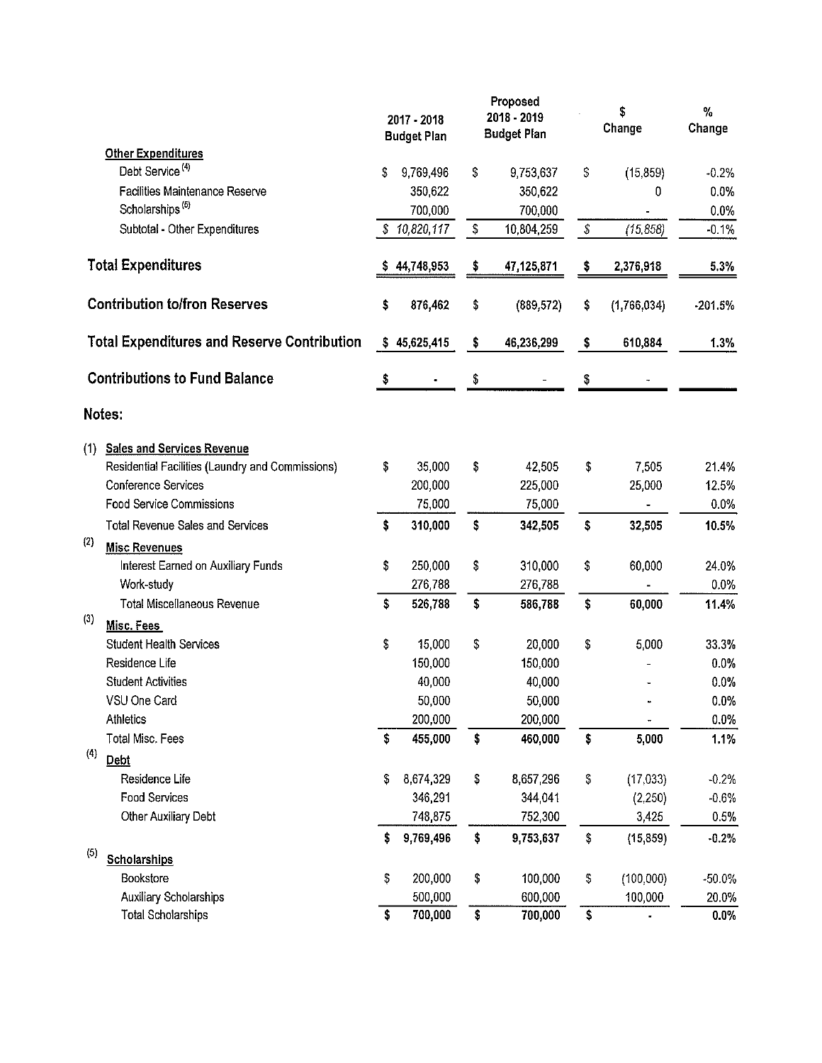| | 2017 - 2018 Budget Plan | Proposed 2018 - 2019 Budget Plan | $ Change | % Change |
|---|---|---|---|---|
| **Other Expenditures** | | | | |
| Debt Service [4] | $ 9,769,496 | $ 9,753,637 | $ (15,859) | -0.2% |
| Facilities Maintenance Reserve | 350,622 | 350,622 | 0 | 0.0% |
| Scholarships [5] | 700,000 | 700,000 | - | 0.0% |
| Subtotal - Other Expenditures | *$ 10,820,117* | $ 10,804,259 | *$ (15,858)* | -0.1% |
| **Total Expenditures** | **$ 44,748,953** | **$ 47,125,871** | **$ 2,376,918** | **5.3%** |
| **Contribution to/fron Reserves** | **$ 876,462** | $ (889,572) | $ (1,766,034) | -201.5% |
| **Total Expenditures and Reserve Contribution** | **$ 45,625,415** | **$ 46,236,299** | **$ 610,884** | **1.3%** |
| **Contributions to Fund Balance** | **$ -** | $ - | $ - | |

## Notes:

| | 2017 - 2018 Budget Plan | Proposed 2018 - 2019 Budget Plan | $ Change | % Change |
|---|---|---|---|---|
| (1) **Sales and Services Revenue** | | | | |
| Residential Facilities (Laundry and Commissions) | $ 35,000 | $ 42,505 | $ 7,505 | 21.4% |
| Conference Services | 200,000 | 225,000 | 25,000 | 12.5% |
| Food Service Commissions | 75,000 | 75,000 | - | 0.0% |
| Total Revenue Sales and Services | **$ 310,000** | **$ 342,505** | **$ 32,505** | **10.5%** |
| (2) **Misc Revenues** | | | | |
| Interest Earned on Auxiliary Funds | $ 250,000 | $ 310,000 | $ 60,000 | 24.0% |
| Work-study | 276,788 | 276,788 | - | 0.0% |
| Total Miscellaneous Revenue | **$ 526,788** | **$ 586,788** | **$ 60,000** | **11.4%** |
| (3) **Misc. Fees** | | | | |
| Student Health Services | $ 15,000 | $ 20,000 | $ 5,000 | 33.3% |
| Residence Life | 150,000 | 150,000 | - | 0.0% |
| Student Activities | 40,000 | 40,000 | - | 0.0% |
| VSU One Card | 50,000 | 50,000 | - | 0.0% |
| Athletics | 200,000 | 200,000 | - | 0.0% |
| Total Misc. Fees | **$ 455,000** | **$ 460,000** | **$ 5,000** | **1.1%** |
| (4) **Debt** | | | | |
| Residence Life | $ 8,674,329 | $ 8,657,296 | $ (17,033) | -0.2% |
| Food Services | 346,291 | 344,041 | (2,250) | -0.6% |
| Other Auxiliary Debt | 748,875 | 752,300 | 3,425 | 0.5% |
| | **$ 9,769,496** | **$ 9,753,637** | $ (15,859) | -0.2% |
| (5) **Scholarships** | | | | |
| Bookstore | $ 200,000 | $ 100,000 | $ (100,000) | -50.0% |
| Auxiliary Scholarships | 500,000 | 600,000 | 100,000 | 20.0% |
| Total Scholarships | **$ 700,000** | **$ 700,000** | **$ -** | **0.0%** |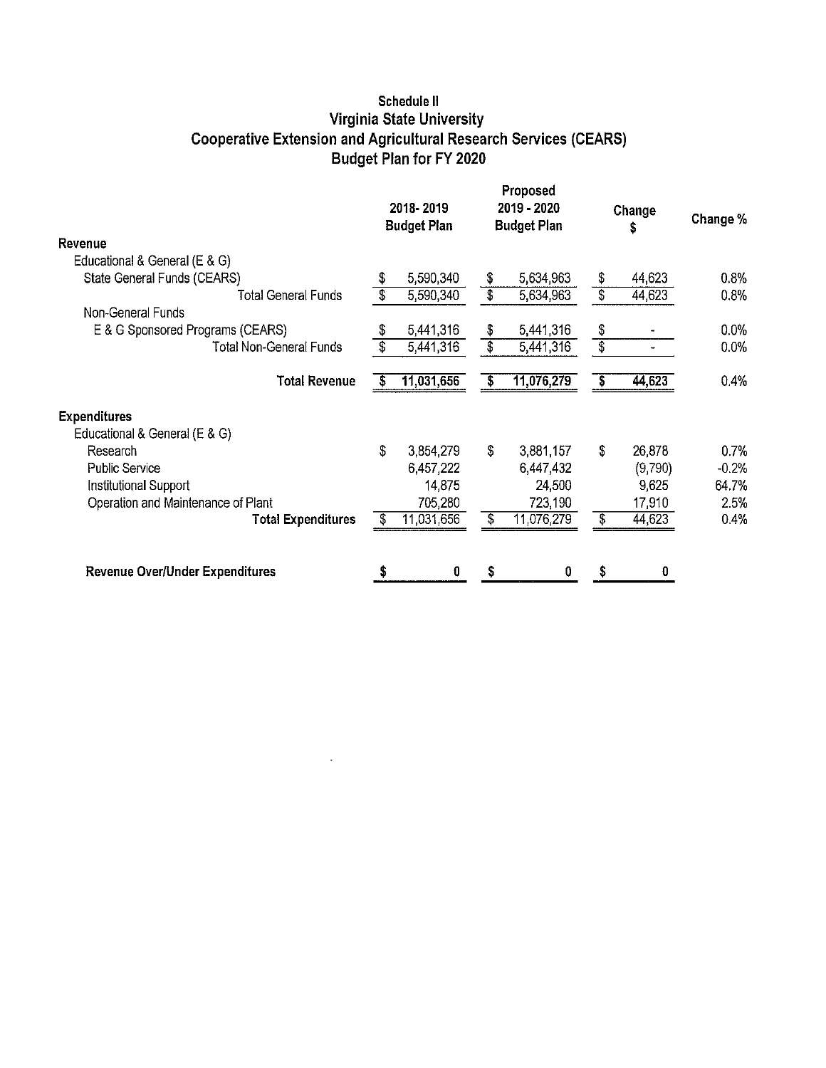# Schedule II
# Virginia State University
## Cooperative Extension and Agricultural Research Services (CEARS)
## Budget Plan for FY 2020

| | 2018-2019 Budget Plan | Proposed 2019 - 2020 Budget Plan | Change $ | Change % |
|---|---|---|---|---|
| **Revenue** | | | | |
| Educational & General (E & G) | | | | |
| State General Funds (CEARS) | $ 5,590,340 | $ 5,634,963 | $ 44,623 | 0.8% |
| Total General Funds | $ 5,590,340 | $ 5,634,963 | $ 44,623 | 0.8% |
| Non-General Funds | | | | |
| E & G Sponsored Programs (CEARS) | $ 5,441,316 | $ 5,441,316 | $ - | 0.0% |
| Total Non-General Funds | $ 5,441,316 | $ 5,441,316 | $ - | 0.0% |
| **Total Revenue** | **$ 11,031,656** | **$ 11,076,279** | **$ 44,623** | 0.4% |
| **Expenditures** | | | | |
| Educational & General (E & G) | | | | |
| Research | $ 3,854,279 | $ 3,881,157 | $ 26,878 | 0.7% |
| Public Service | 6,457,222 | 6,447,432 | (9,790) | -0.2% |
| Institutional Support | 14,875 | 24,500 | 9,625 | 64.7% |
| Operation and Maintenance of Plant | 705,280 | 723,190 | 17,910 | 2.5% |
| **Total Expenditures** | $ 11,031,656 | $ 11,076,279 | $ 44,623 | 0.4% |
| **Revenue Over/Under Expenditures** | **$ 0** | **$ 0** | **$ 0** | |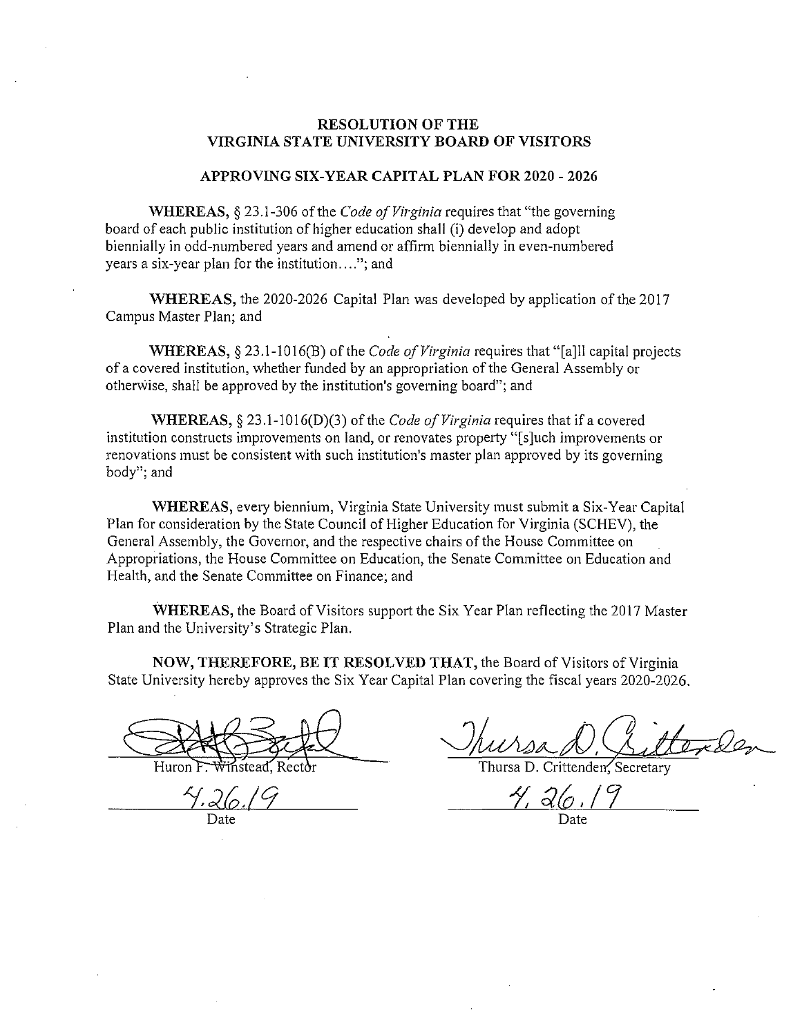# RESOLUTION OF THE VIRGINIA STATE UNIVERSITY BOARD OF VISITORS

## APPROVING SIX-YEAR CAPITAL PLAN FOR 2020 - 2026

**WHEREAS,** § 23.1-306 of the *Code of Virginia* requires that "the governing board of each public institution of higher education shall (i) develop and adopt biennially in odd-numbered years and amend or affirm biennially in even-numbered years a six-year plan for the institution…."; and

**WHEREAS,** the 2020-2026 Capital Plan was developed by application of the 2017 Campus Master Plan; and

**WHEREAS,** § 23.1-1016(B) of the *Code of Virginia* requires that "[a]ll capital projects of a covered institution, whether funded by an appropriation of the General Assembly or otherwise, shall be approved by the institution's governing board"; and

**WHEREAS,** § 23.1-1016(D)(3) of the *Code of Virginia* requires that if a covered institution constructs improvements on land, or renovates property "[s]uch improvements or renovations must be consistent with such institution's master plan approved by its governing body"; and

**WHEREAS,** every biennium, Virginia State University must submit a Six-Year Capital Plan for consideration by the State Council of Higher Education for Virginia (SCHEV), the General Assembly, the Governor, and the respective chairs of the House Committee on Appropriations, the House Committee on Education, the Senate Committee on Education and Health, and the Senate Committee on Finance; and

**WHEREAS,** the Board of Visitors support the Six Year Plan reflecting the 2017 Master Plan and the University's Strategic Plan.

**NOW, THEREFORE, BE IT RESOLVED THAT,** the Board of Visitors of Virginia State University hereby approves the Six Year Capital Plan covering the fiscal years 2020-2026.

Huron F. Winstead, Rector

4.26.19

Date

Thursa D. Crittenden, Secretary

4.26.19

Date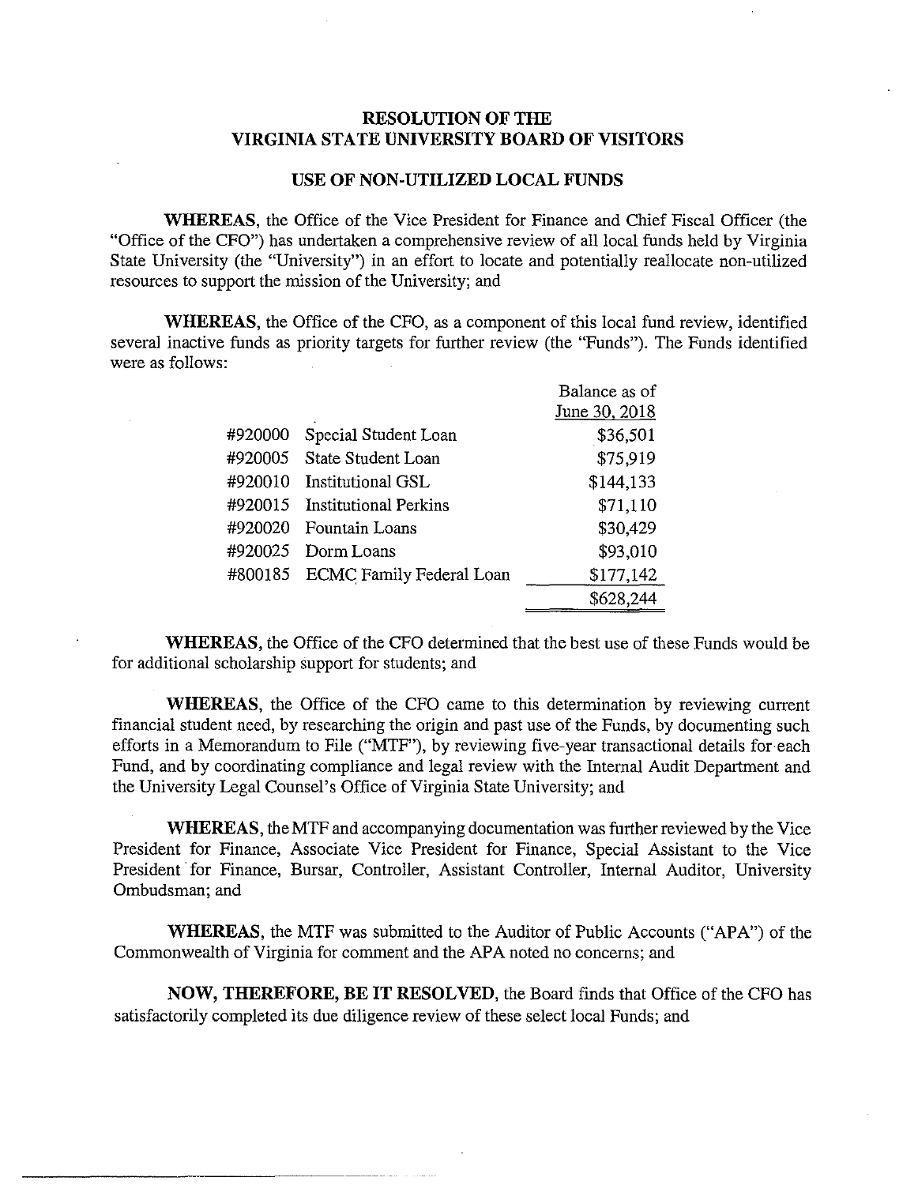# RESOLUTION OF THE VIRGINIA STATE UNIVERSITY BOARD OF VISITORS

## USE OF NON-UTILIZED LOCAL FUNDS

**WHEREAS**, the Office of the Vice President for Finance and Chief Fiscal Officer (the "Office of the CFO") has undertaken a comprehensive review of all local funds held by Virginia State University (the "University") in an effort to locate and potentially reallocate non-utilized resources to support the mission of the University; and

**WHEREAS**, the Office of the CFO, as a component of this local fund review, identified several inactive funds as priority targets for further review (the "Funds"). The Funds identified were as follows:

| | | Balance as of June 30, 2018 |
|---|---|---|
| #920000 | Special Student Loan | $36,501 |
| #920005 | State Student Loan | $75,919 |
| #920010 | Institutional GSL | $144,133 |
| #920015 | Institutional Perkins | $71,110 |
| #920020 | Fountain Loans | $30,429 |
| #920025 | Dorm Loans | $93,010 |
| #800185 | ECMC Family Federal Loan | $177,142 |
| | | $628,244 |

**WHEREAS**, the Office of the CFO determined that the best use of these Funds would be for additional scholarship support for students; and

**WHEREAS**, the Office of the CFO came to this determination by reviewing current financial student need, by researching the origin and past use of the Funds, by documenting such efforts in a Memorandum to File ("MTF"), by reviewing five-year transactional details for each Fund, and by coordinating compliance and legal review with the Internal Audit Department and the University Legal Counsel's Office of Virginia State University; and

**WHEREAS**, the MTF and accompanying documentation was further reviewed by the Vice President for Finance, Associate Vice President for Finance, Special Assistant to the Vice President for Finance, Bursar, Controller, Assistant Controller, Internal Auditor, University Ombudsman; and

**WHEREAS**, the MTF was submitted to the Auditor of Public Accounts ("APA") of the Commonwealth of Virginia for comment and the APA noted no concerns; and

**NOW, THEREFORE, BE IT RESOLVED**, the Board finds that Office of the CFO has satisfactorily completed its due diligence review of these select local Funds; and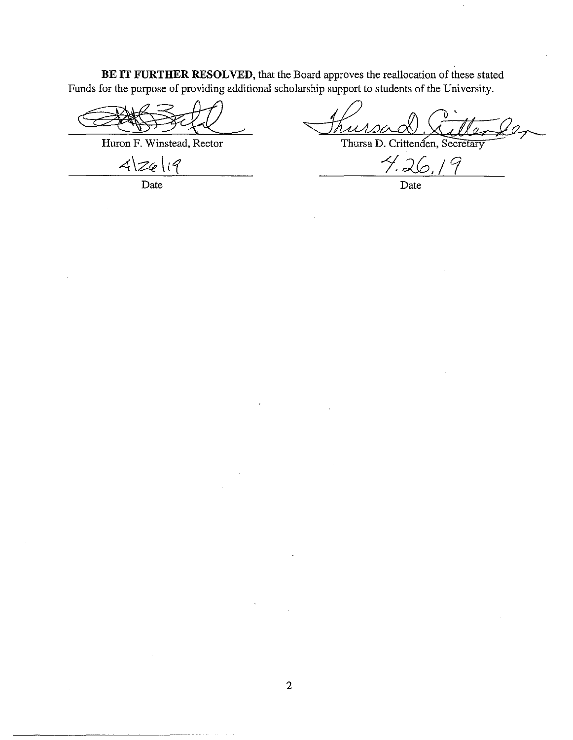**BE IT FURTHER RESOLVED**, that the Board approves the reallocation of these stated Funds for the purpose of providing additional scholarship support to students of the University.

| | |
|---|---|
| Huron F. Winstead, Rector | Thursa D. Crittenden, Secretary |
| 4\26\19 | 4.26.19 |
| Date | Date |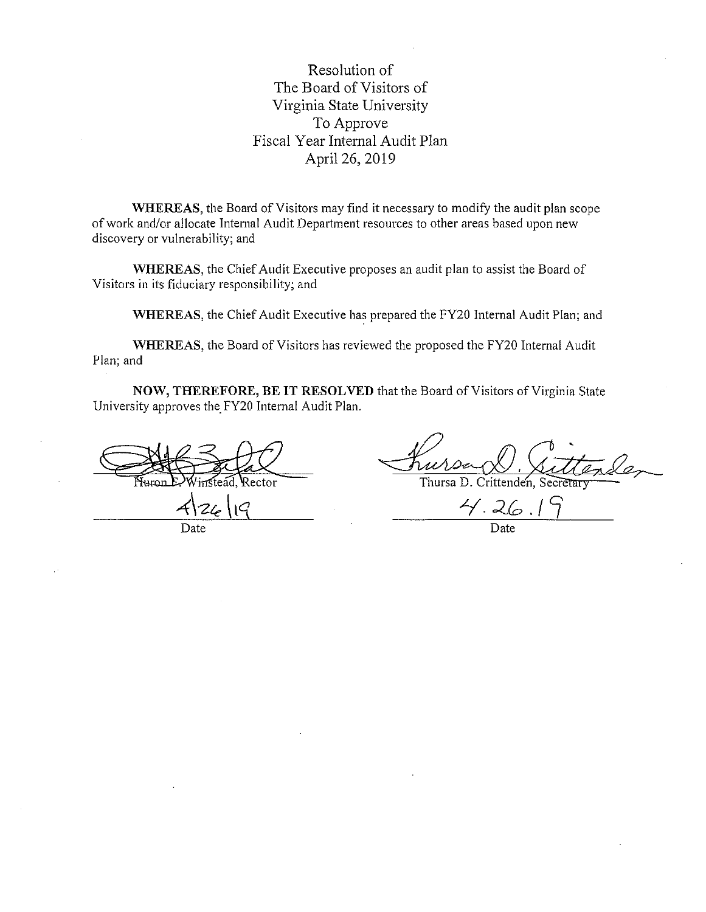# Resolution of The Board of Visitors of Virginia State University To Approve Fiscal Year Internal Audit Plan April 26, 2019

**WHEREAS**, the Board of Visitors may find it necessary to modify the audit plan scope of work and/or allocate Internal Audit Department resources to other areas based upon new discovery or vulnerability; and

**WHEREAS**, the Chief Audit Executive proposes an audit plan to assist the Board of Visitors in its fiduciary responsibility; and

**WHEREAS**, the Chief Audit Executive has prepared the FY20 Internal Audit Plan; and

**WHEREAS**, the Board of Visitors has reviewed the proposed the FY20 Internal Audit Plan; and

**NOW, THEREFORE, BE IT RESOLVED** that the Board of Visitors of Virginia State University approves the FY20 Internal Audit Plan.

Huron F. Winstead, Rector

4/26/19

Date

Thursa D. Crittenden, Secretary

4.26.19

Date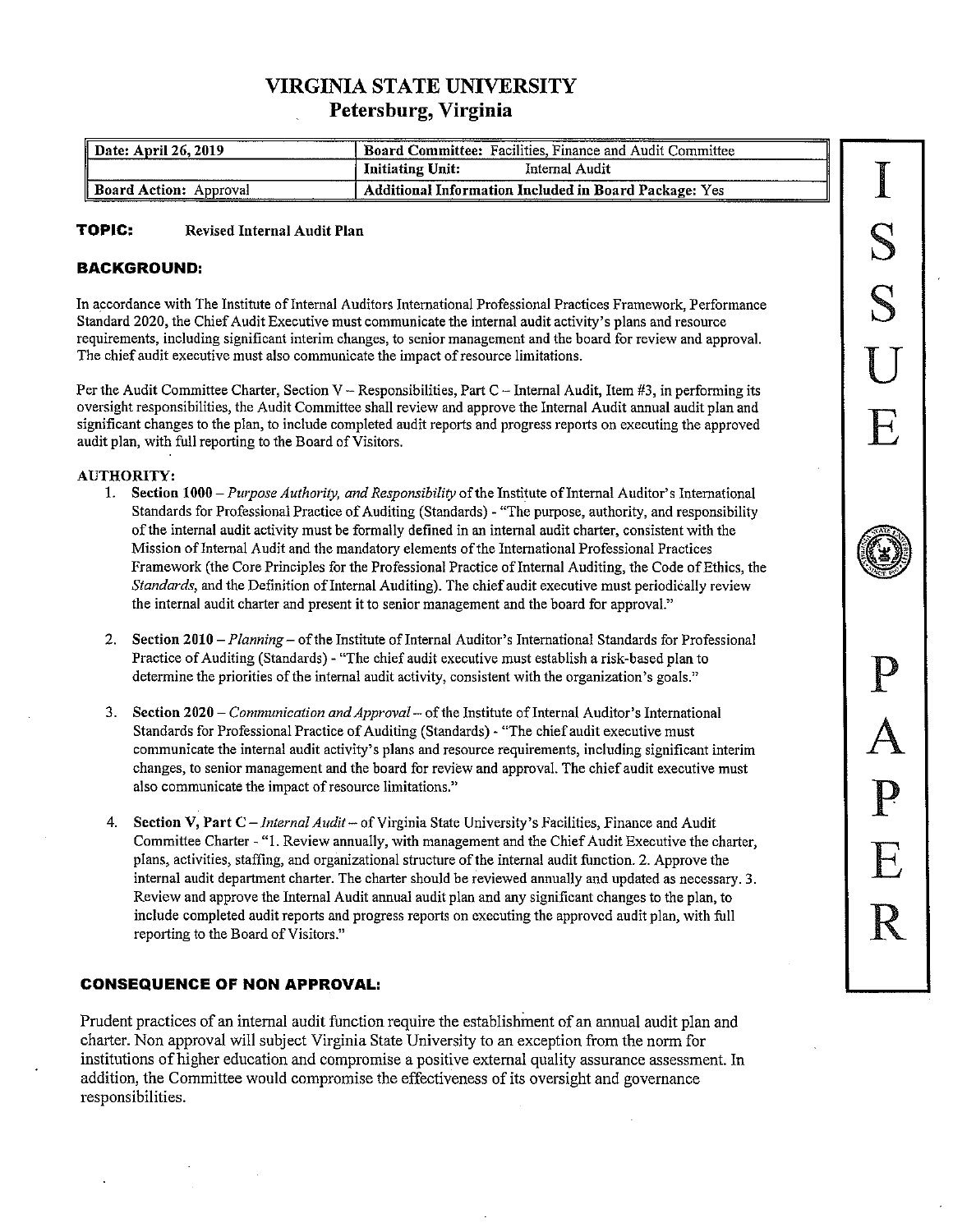# VIRGINIA STATE UNIVERSITY
## Petersburg, Virginia

| | |
|---|---|
| **Date: April 26, 2019** | **Board Committee:** Facilities, Finance and Audit Committee |
| | **Initiating Unit:** Internal Audit |
| **Board Action:** Approval | **Additional Information Included in Board Package:** Yes |

ISSUE PAPER

**TOPIC:** Revised Internal Audit Plan

**BACKGROUND:**

In accordance with The Institute of Internal Auditors International Professional Practices Framework, Performance Standard 2020, the Chief Audit Executive must communicate the internal audit activity's plans and resource requirements, including significant interim changes, to senior management and the board for review and approval. The chief audit executive must also communicate the impact of resource limitations.

Per the Audit Committee Charter, Section V – Responsibilities, Part C – Internal Audit, Item #3, in performing its oversight responsibilities, the Audit Committee shall review and approve the Internal Audit annual audit plan and significant changes to the plan, to include completed audit reports and progress reports on executing the approved audit plan, with full reporting to the Board of Visitors.

**AUTHORITY:**

1. **Section 1000** – *Purpose Authority, and Responsibility* of the Institute of Internal Auditor's International Standards for Professional Practice of Auditing (Standards) - "The purpose, authority, and responsibility of the internal audit activity must be formally defined in an internal audit charter, consistent with the Mission of Internal Audit and the mandatory elements of the International Professional Practices Framework (the Core Principles for the Professional Practice of Internal Auditing, the Code of Ethics, the *Standards*, and the Definition of Internal Auditing). The chief audit executive must periodically review the internal audit charter and present it to senior management and the board for approval."

2. **Section 2010** – *Planning* – of the Institute of Internal Auditor's International Standards for Professional Practice of Auditing (Standards) - "The chief audit executive must establish a risk-based plan to determine the priorities of the internal audit activity, consistent with the organization's goals."

3. **Section 2020** – *Communication and Approval* – of the Institute of Internal Auditor's International Standards for Professional Practice of Auditing (Standards) - "The chief audit executive must communicate the internal audit activity's plans and resource requirements, including significant interim changes, to senior management and the board for review and approval. The chief audit executive must also communicate the impact of resource limitations."

4. **Section V, Part C** – *Internal Audit* – of Virginia State University's Facilities, Finance and Audit Committee Charter - "1. Review annually, with management and the Chief Audit Executive the charter, plans, activities, staffing, and organizational structure of the internal audit function. 2. Approve the internal audit department charter. The charter should be reviewed annually and updated as necessary. 3. Review and approve the Internal Audit annual audit plan and any significant changes to the plan, to include completed audit reports and progress reports on executing the approved audit plan, with full reporting to the Board of Visitors."

**CONSEQUENCE OF NON APPROVAL:**

Prudent practices of an internal audit function require the establishment of an annual audit plan and charter. Non approval will subject Virginia State University to an exception from the norm for institutions of higher education and compromise a positive external quality assurance assessment. In addition, the Committee would compromise the effectiveness of its oversight and governance responsibilities.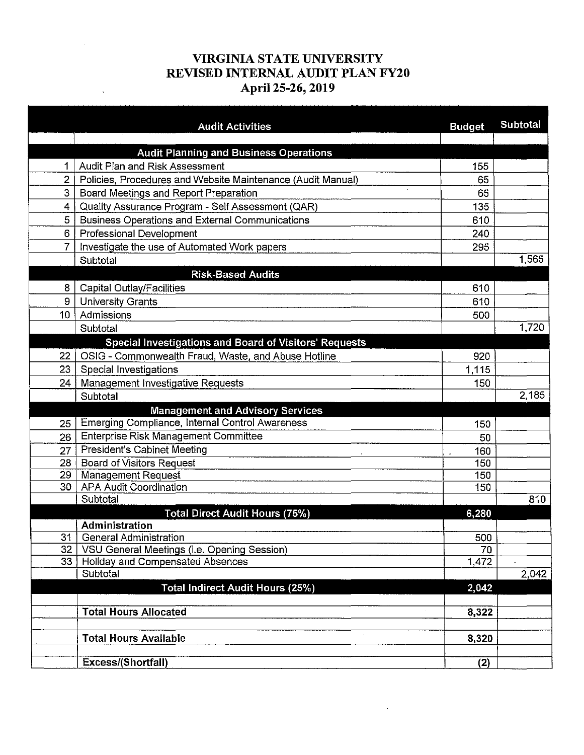# VIRGINIA STATE UNIVERSITY
# REVISED INTERNAL AUDIT PLAN FY20
# April 25-26, 2019

| | Audit Activities | Budget | Subtotal |
|---|---|---|---|
| | | | |
| | **Audit Planning and Business Operations** | | |
| 1 | Audit Plan and Risk Assessment | 155 | |
| 2 | Policies, Procedures and Website Maintenance (Audit Manual) | 65 | |
| 3 | Board Meetings and Report Preparation | 65 | |
| 4 | Quality Assurance Program - Self Assessment (QAR) | 135 | |
| 5 | Business Operations and External Communications | 610 | |
| 6 | Professional Development | 240 | |
| 7 | Investigate the use of Automated Work papers | 295 | |
| | Subtotal | | 1,565 |
| | **Risk-Based Audits** | | |
| 8 | Capital Outlay/Facilities | 610 | |
| 9 | University Grants | 610 | |
| 10 | Admissions | 500 | |
| | Subtotal | | 1,720 |
| | **Special Investigations and Board of Visitors' Requests** | | |
| 22 | OSIG - Commonwealth Fraud, Waste, and Abuse Hotline | 920 | |
| 23 | Special Investigations | 1,115 | |
| 24 | Management Investigative Requests | 150 | |
| | Subtotal | | 2,185 |
| | **Management and Advisory Services** | | |
| 25 | Emerging Compliance, Internal Control Awareness | 150 | |
| 26 | Enterprise Risk Management Committee | 50 | |
| 27 | President's Cabinet Meeting | 160 | |
| 28 | Board of Visitors Request | 150 | |
| 29 | Management Request | 150 | |
| 30 | APA Audit Coordination | 150 | |
| | Subtotal | | 810 |
| | **Total Direct Audit Hours (75%)** | **6,280** | |
| | **Administration** | | |
| 31 | General Administration | 500 | |
| 32 | VSU General Meetings (i.e. Opening Session) | 70 | |
| 33 | Holiday and Compensated Absences | 1,472 | |
| | Subtotal | | 2,042 |
| | **Total Indirect Audit Hours (25%)** | **2,042** | |
| | | | |
| | **Total Hours Allocated** | **8,322** | |
| | | | |
| | **Total Hours Available** | **8,320** | |
| | | | |
| | **Excess/(Shortfall)** | **(2)** | |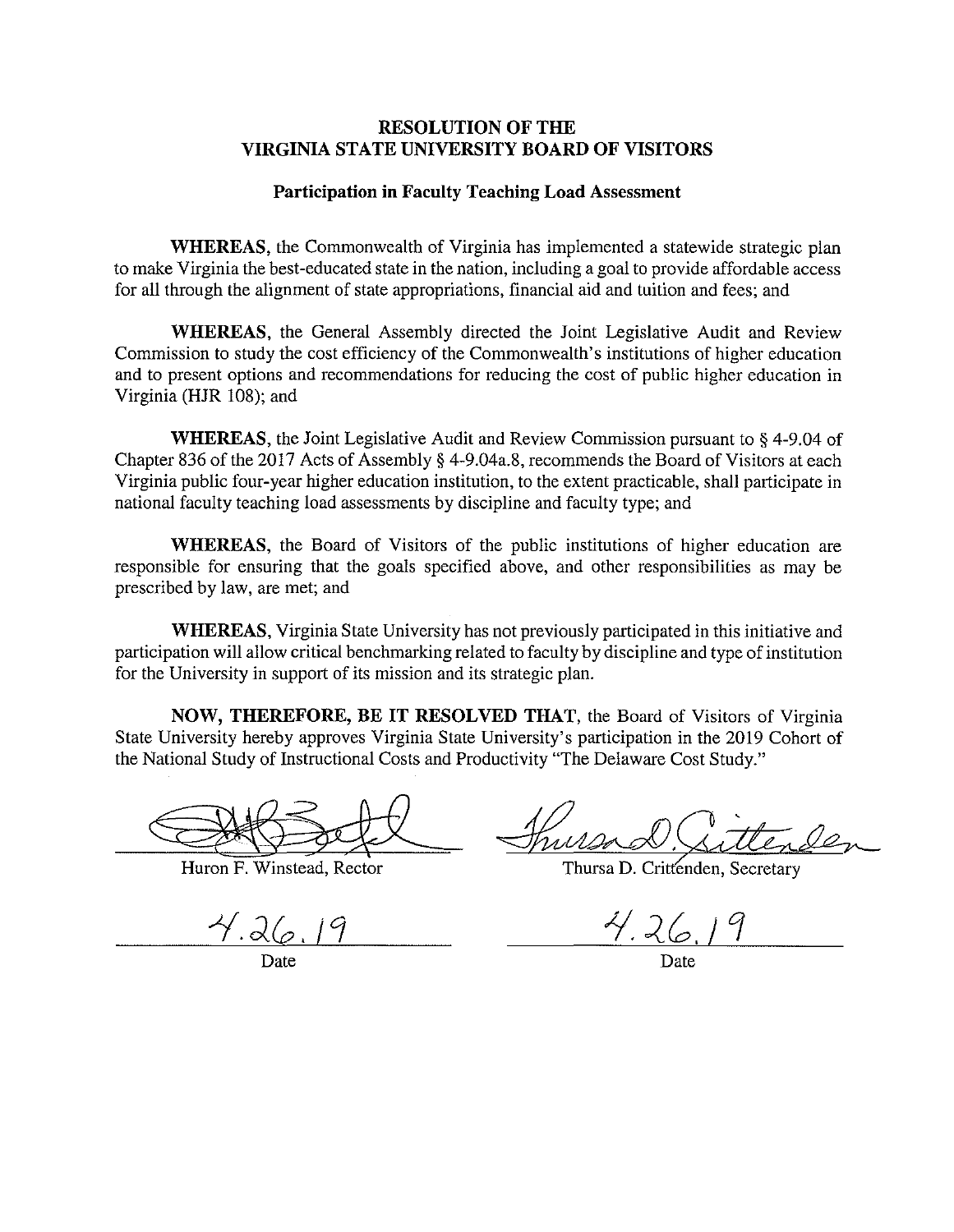**RESOLUTION OF THE**
**VIRGINIA STATE UNIVERSITY BOARD OF VISITORS**

**Participation in Faculty Teaching Load Assessment**

**WHEREAS**, the Commonwealth of Virginia has implemented a statewide strategic plan to make Virginia the best-educated state in the nation, including a goal to provide affordable access for all through the alignment of state appropriations, financial aid and tuition and fees; and

**WHEREAS**, the General Assembly directed the Joint Legislative Audit and Review Commission to study the cost efficiency of the Commonwealth's institutions of higher education and to present options and recommendations for reducing the cost of public higher education in Virginia (HJR 108); and

**WHEREAS**, the Joint Legislative Audit and Review Commission pursuant to § 4-9.04 of Chapter 836 of the 2017 Acts of Assembly § 4-9.04a.8, recommends the Board of Visitors at each Virginia public four-year higher education institution, to the extent practicable, shall participate in national faculty teaching load assessments by discipline and faculty type; and

**WHEREAS**, the Board of Visitors of the public institutions of higher education are responsible for ensuring that the goals specified above, and other responsibilities as may be prescribed by law, are met; and

**WHEREAS**, Virginia State University has not previously participated in this initiative and participation will allow critical benchmarking related to faculty by discipline and type of institution for the University in support of its mission and its strategic plan.

**NOW, THEREFORE, BE IT RESOLVED THAT**, the Board of Visitors of Virginia State University hereby approves Virginia State University's participation in the 2019 Cohort of the National Study of Instructional Costs and Productivity "The Delaware Cost Study."

| | |
|---|---|
| Huron F. Winstead, Rector | Thursa D. Crittenden, Secretary |
| 4.26.19 | 4.26.19 |
| Date | Date |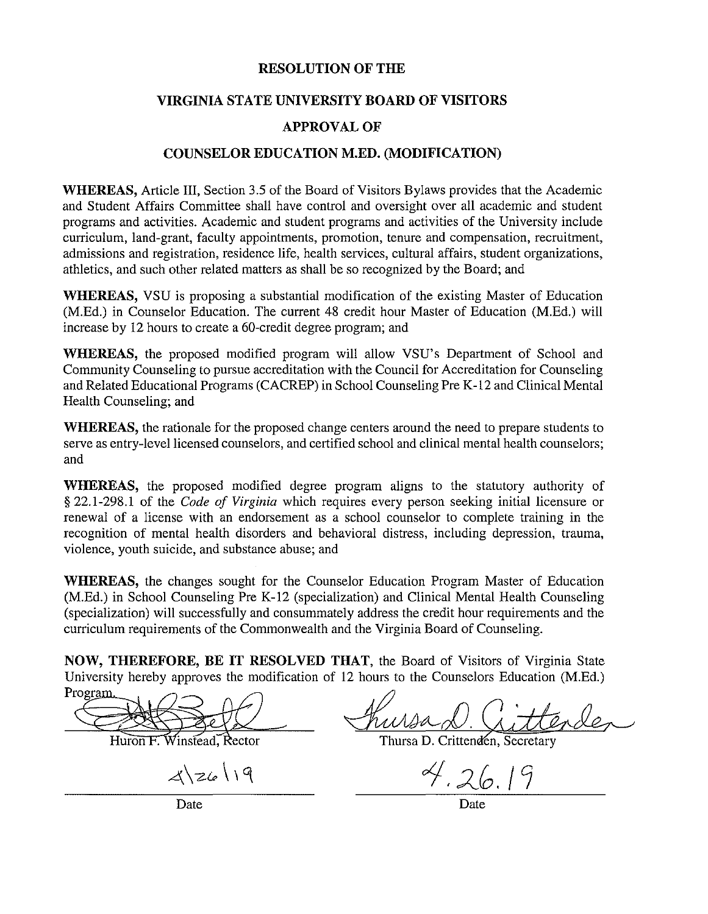# RESOLUTION OF THE

# VIRGINIA STATE UNIVERSITY BOARD OF VISITORS

# APPROVAL OF

# COUNSELOR EDUCATION M.ED. (MODIFICATION)

**WHEREAS,** Article III, Section 3.5 of the Board of Visitors Bylaws provides that the Academic and Student Affairs Committee shall have control and oversight over all academic and student programs and activities. Academic and student programs and activities of the University include curriculum, land-grant, faculty appointments, promotion, tenure and compensation, recruitment, admissions and registration, residence life, health services, cultural affairs, student organizations, athletics, and such other related matters as shall be so recognized by the Board; and

**WHEREAS,** VSU is proposing a substantial modification of the existing Master of Education (M.Ed.) in Counselor Education. The current 48 credit hour Master of Education (M.Ed.) will increase by 12 hours to create a 60-credit degree program; and

**WHEREAS,** the proposed modified program will allow VSU's Department of School and Community Counseling to pursue accreditation with the Council for Accreditation for Counseling and Related Educational Programs (CACREP) in School Counseling Pre K-12 and Clinical Mental Health Counseling; and

**WHEREAS,** the rationale for the proposed change centers around the need to prepare students to serve as entry-level licensed counselors, and certified school and clinical mental health counselors; and

**WHEREAS,** the proposed modified degree program aligns to the statutory authority of § 22.1-298.1 of the *Code of Virginia* which requires every person seeking initial licensure or renewal of a license with an endorsement as a school counselor to complete training in the recognition of mental health disorders and behavioral distress, including depression, trauma, violence, youth suicide, and substance abuse; and

**WHEREAS,** the changes sought for the Counselor Education Program Master of Education (M.Ed.) in School Counseling Pre K-12 (specialization) and Clinical Mental Health Counseling (specialization) will successfully and consummately address the credit hour requirements and the curriculum requirements of the Commonwealth and the Virginia Board of Counseling.

**NOW, THEREFORE, BE IT RESOLVED THAT**, the Board of Visitors of Virginia State University hereby approves the modification of 12 hours to the Counselors Education (M.Ed.) Program.

| | |
|---|---|
| Huron F. Winstead, Rector | Thursa D. Crittenden, Secretary |
| 4\26\19 | 4.26.19 |
| Date | Date |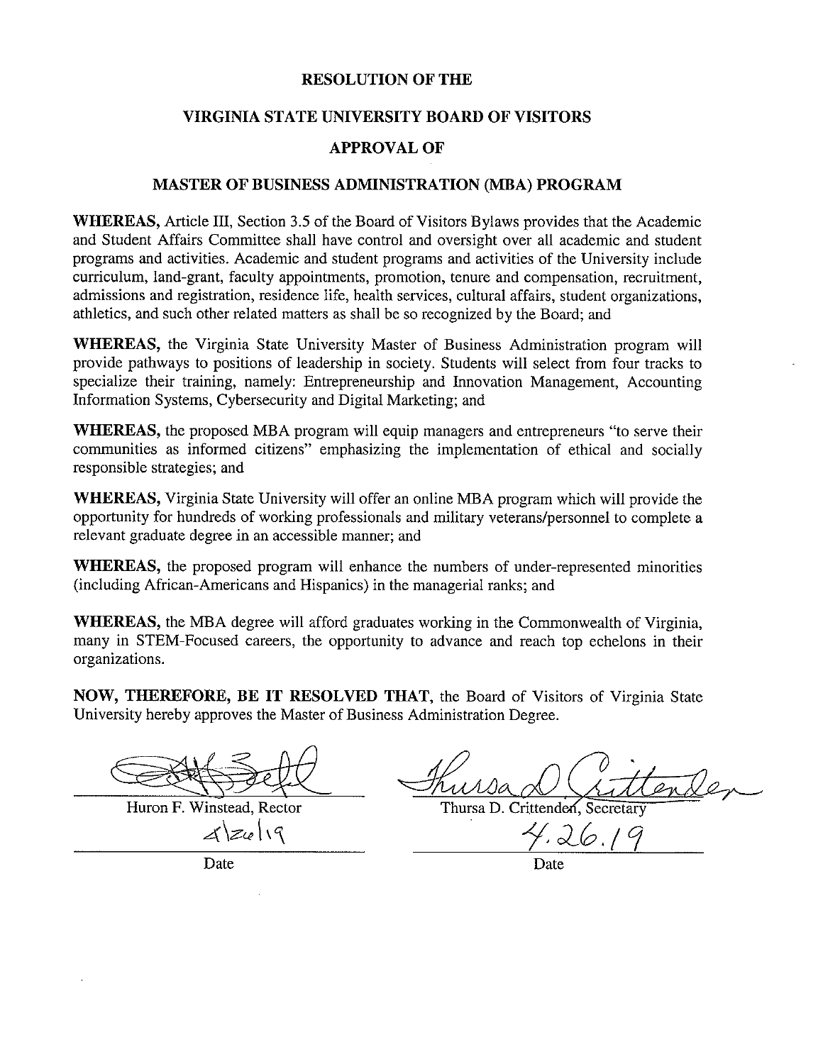# RESOLUTION OF THE

# VIRGINIA STATE UNIVERSITY BOARD OF VISITORS

# APPROVAL OF

# MASTER OF BUSINESS ADMINISTRATION (MBA) PROGRAM

**WHEREAS,** Article III, Section 3.5 of the Board of Visitors Bylaws provides that the Academic and Student Affairs Committee shall have control and oversight over all academic and student programs and activities. Academic and student programs and activities of the University include curriculum, land-grant, faculty appointments, promotion, tenure and compensation, recruitment, admissions and registration, residence life, health services, cultural affairs, student organizations, athletics, and such other related matters as shall be so recognized by the Board; and

**WHEREAS,** the Virginia State University Master of Business Administration program will provide pathways to positions of leadership in society. Students will select from four tracks to specialize their training, namely: Entrepreneurship and Innovation Management, Accounting Information Systems, Cybersecurity and Digital Marketing; and

**WHEREAS,** the proposed MBA program will equip managers and entrepreneurs "to serve their communities as informed citizens" emphasizing the implementation of ethical and socially responsible strategies; and

**WHEREAS,** Virginia State University will offer an online MBA program which will provide the opportunity for hundreds of working professionals and military veterans/personnel to complete a relevant graduate degree in an accessible manner; and

**WHEREAS,** the proposed program will enhance the numbers of under-represented minorities (including African-Americans and Hispanics) in the managerial ranks; and

**WHEREAS,** the MBA degree will afford graduates working in the Commonwealth of Virginia, many in STEM-Focused careers, the opportunity to advance and reach top echelons in their organizations.

**NOW, THEREFORE, BE IT RESOLVED THAT,** the Board of Visitors of Virginia State University hereby approves the Master of Business Administration Degree.

Huron F. Winstead, Rector

4/26/19

Date

Thursa D. Crittenden, Secretary

4.26.19

Date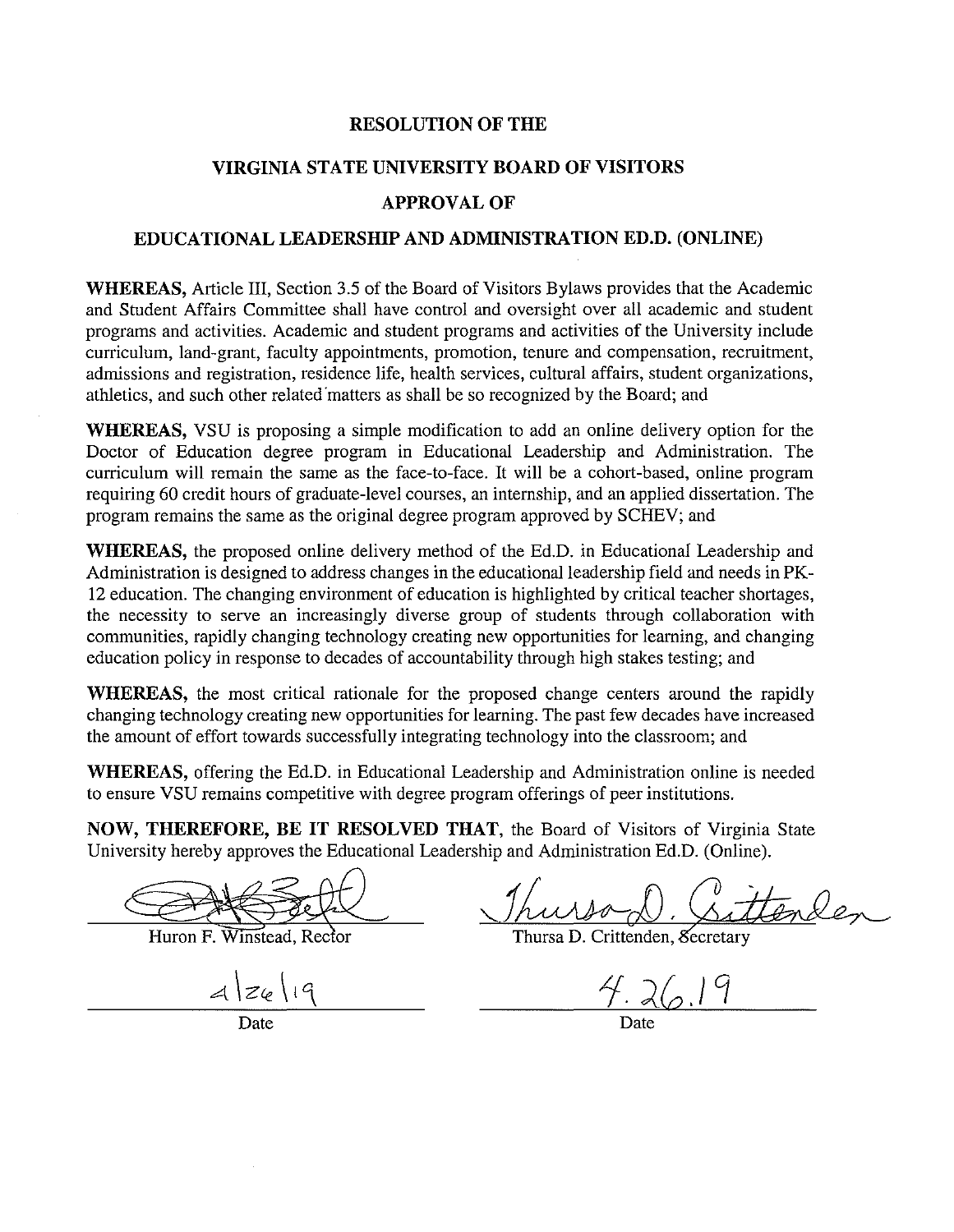**RESOLUTION OF THE**

**VIRGINIA STATE UNIVERSITY BOARD OF VISITORS**

**APPROVAL OF**

**EDUCATIONAL LEADERSHIP AND ADMINISTRATION ED.D. (ONLINE)**

**WHEREAS,** Article III, Section 3.5 of the Board of Visitors Bylaws provides that the Academic and Student Affairs Committee shall have control and oversight over all academic and student programs and activities. Academic and student programs and activities of the University include curriculum, land-grant, faculty appointments, promotion, tenure and compensation, recruitment, admissions and registration, residence life, health services, cultural affairs, student organizations, athletics, and such other related matters as shall be so recognized by the Board; and

**WHEREAS,** VSU is proposing a simple modification to add an online delivery option for the Doctor of Education degree program in Educational Leadership and Administration. The curriculum will remain the same as the face-to-face. It will be a cohort-based, online program requiring 60 credit hours of graduate-level courses, an internship, and an applied dissertation. The program remains the same as the original degree program approved by SCHEV; and

**WHEREAS,** the proposed online delivery method of the Ed.D. in Educational Leadership and Administration is designed to address changes in the educational leadership field and needs in PK-12 education. The changing environment of education is highlighted by critical teacher shortages, the necessity to serve an increasingly diverse group of students through collaboration with communities, rapidly changing technology creating new opportunities for learning, and changing education policy in response to decades of accountability through high stakes testing; and

**WHEREAS,** the most critical rationale for the proposed change centers around the rapidly changing technology creating new opportunities for learning. The past few decades have increased the amount of effort towards successfully integrating technology into the classroom; and

**WHEREAS,** offering the Ed.D. in Educational Leadership and Administration online is needed to ensure VSU remains competitive with degree program offerings of peer institutions.

**NOW, THEREFORE, BE IT RESOLVED THAT,** the Board of Visitors of Virginia State University hereby approves the Educational Leadership and Administration Ed.D. (Online).

Huron F. Winstead, Rector

4/26/19

Date

Thursa D. Crittenden, Secretary

4.26.19

Date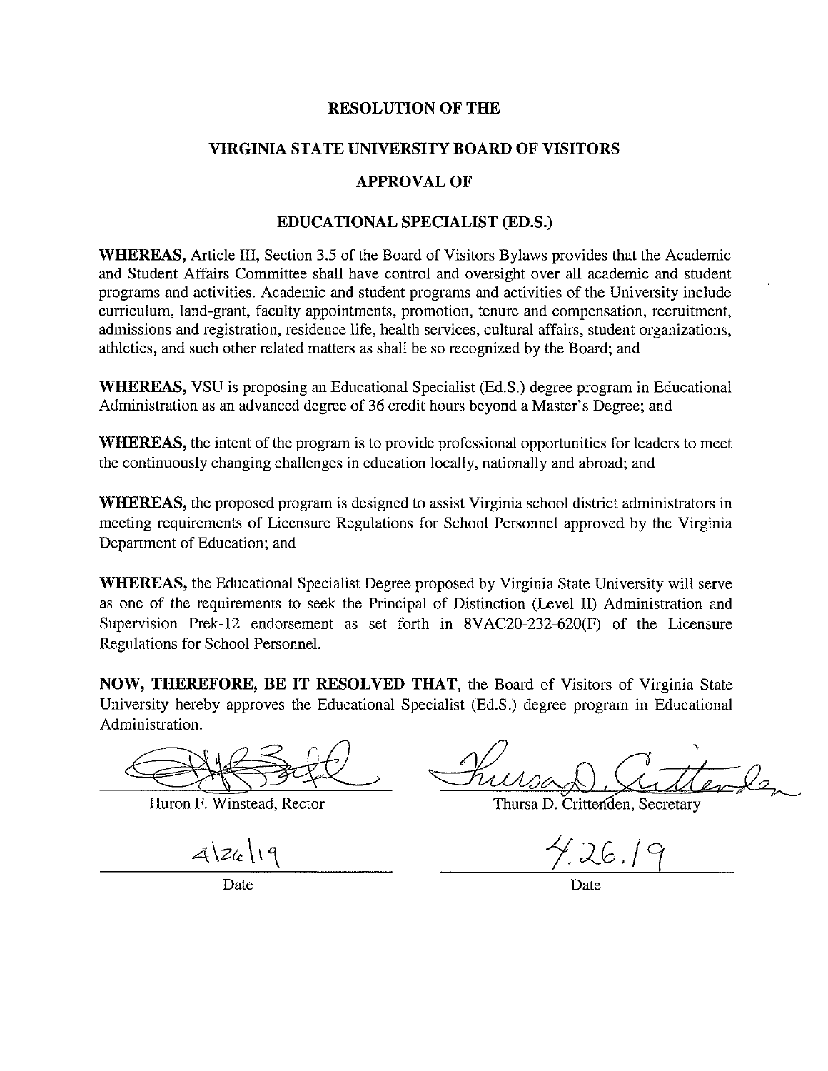# RESOLUTION OF THE

# VIRGINIA STATE UNIVERSITY BOARD OF VISITORS

# APPROVAL OF

# EDUCATIONAL SPECIALIST (ED.S.)

**WHEREAS,** Article III, Section 3.5 of the Board of Visitors Bylaws provides that the Academic and Student Affairs Committee shall have control and oversight over all academic and student programs and activities. Academic and student programs and activities of the University include curriculum, land-grant, faculty appointments, promotion, tenure and compensation, recruitment, admissions and registration, residence life, health services, cultural affairs, student organizations, athletics, and such other related matters as shall be so recognized by the Board; and

**WHEREAS,** VSU is proposing an Educational Specialist (Ed.S.) degree program in Educational Administration as an advanced degree of 36 credit hours beyond a Master's Degree; and

**WHEREAS,** the intent of the program is to provide professional opportunities for leaders to meet the continuously changing challenges in education locally, nationally and abroad; and

**WHEREAS,** the proposed program is designed to assist Virginia school district administrators in meeting requirements of Licensure Regulations for School Personnel approved by the Virginia Department of Education; and

**WHEREAS,** the Educational Specialist Degree proposed by Virginia State University will serve as one of the requirements to seek the Principal of Distinction (Level II) Administration and Supervision Prek-12 endorsement as set forth in 8VAC20-232-620(F) of the Licensure Regulations for School Personnel.

**NOW, THEREFORE, BE IT RESOLVED THAT**, the Board of Visitors of Virginia State University hereby approves the Educational Specialist (Ed.S.) degree program in Educational Administration.

| | |
|---|---|
| Huron F. Winstead, Rector | Thursa D. Crittenden, Secretary |
| 4/26/19 | 4.26.19 |
| Date | Date |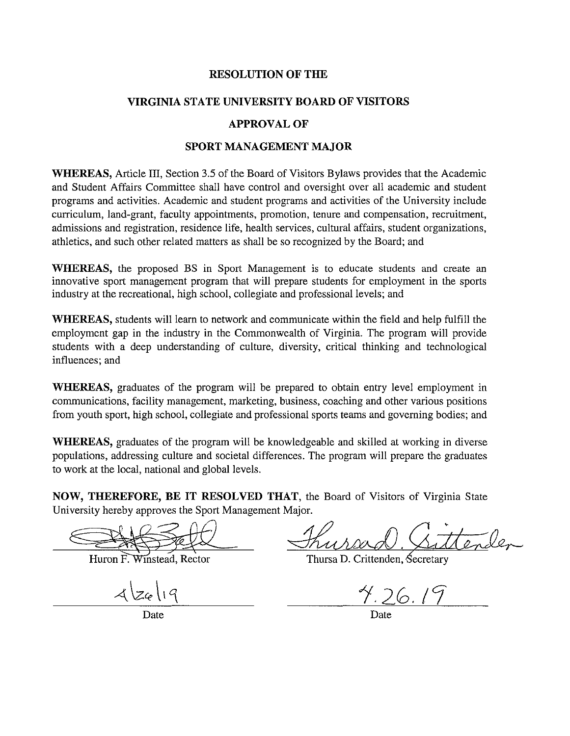# RESOLUTION OF THE

# VIRGINIA STATE UNIVERSITY BOARD OF VISITORS

# APPROVAL OF

# SPORT MANAGEMENT MAJOR

**WHEREAS,** Article III, Section 3.5 of the Board of Visitors Bylaws provides that the Academic and Student Affairs Committee shall have control and oversight over all academic and student programs and activities. Academic and student programs and activities of the University include curriculum, land-grant, faculty appointments, promotion, tenure and compensation, recruitment, admissions and registration, residence life, health services, cultural affairs, student organizations, athletics, and such other related matters as shall be so recognized by the Board; and

**WHEREAS,** the proposed BS in Sport Management is to educate students and create an innovative sport management program that will prepare students for employment in the sports industry at the recreational, high school, collegiate and professional levels; and

**WHEREAS,** students will learn to network and communicate within the field and help fulfill the employment gap in the industry in the Commonwealth of Virginia. The program will provide students with a deep understanding of culture, diversity, critical thinking and technological influences; and

**WHEREAS,** graduates of the program will be prepared to obtain entry level employment in communications, facility management, marketing, business, coaching and other various positions from youth sport, high school, collegiate and professional sports teams and governing bodies; and

**WHEREAS,** graduates of the program will be knowledgeable and skilled at working in diverse populations, addressing culture and societal differences. The program will prepare the graduates to work at the local, national and global levels.

**NOW, THEREFORE, BE IT RESOLVED THAT**, the Board of Visitors of Virginia State University hereby approves the Sport Management Major.

| | |
|---|---|
| Huron F. Winstead, Rector | Thursa D. Crittenden, Secretary |
| 4/26/19 | 4.26.19 |
| Date | Date |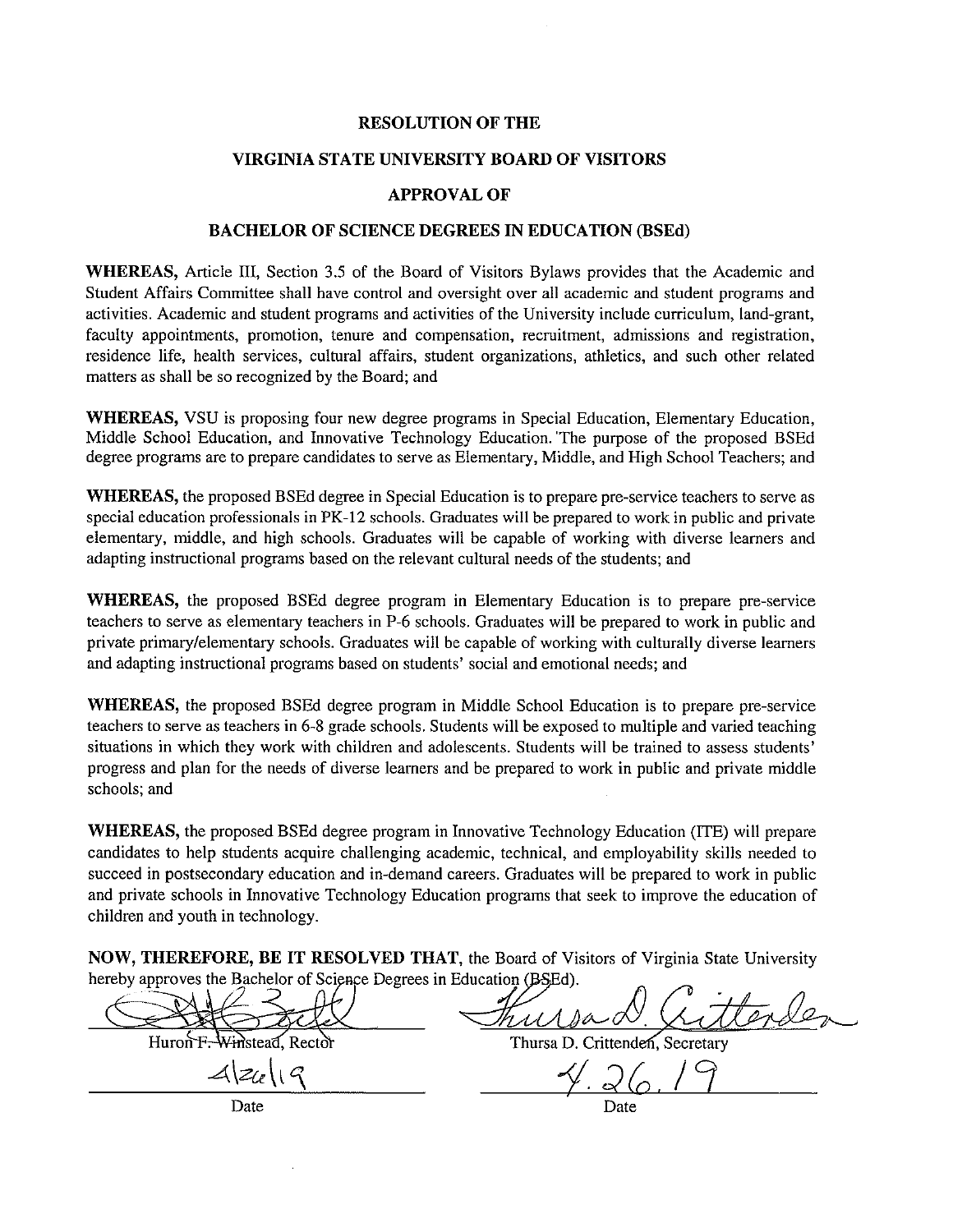**RESOLUTION OF THE**

**VIRGINIA STATE UNIVERSITY BOARD OF VISITORS**

**APPROVAL OF**

**BACHELOR OF SCIENCE DEGREES IN EDUCATION (BSEd)**

**WHEREAS,** Article III, Section 3.5 of the Board of Visitors Bylaws provides that the Academic and Student Affairs Committee shall have control and oversight over all academic and student programs and activities. Academic and student programs and activities of the University include curriculum, land-grant, faculty appointments, promotion, tenure and compensation, recruitment, admissions and registration, residence life, health services, cultural affairs, student organizations, athletics, and such other related matters as shall be so recognized by the Board; and

**WHEREAS,** VSU is proposing four new degree programs in Special Education, Elementary Education, Middle School Education, and Innovative Technology Education. The purpose of the proposed BSEd degree programs are to prepare candidates to serve as Elementary, Middle, and High School Teachers; and

**WHEREAS,** the proposed BSEd degree in Special Education is to prepare pre-service teachers to serve as special education professionals in PK-12 schools. Graduates will be prepared to work in public and private elementary, middle, and high schools. Graduates will be capable of working with diverse learners and adapting instructional programs based on the relevant cultural needs of the students; and

**WHEREAS,** the proposed BSEd degree program in Elementary Education is to prepare pre-service teachers to serve as elementary teachers in P-6 schools. Graduates will be prepared to work in public and private primary/elementary schools. Graduates will be capable of working with culturally diverse learners and adapting instructional programs based on students' social and emotional needs; and

**WHEREAS,** the proposed BSEd degree program in Middle School Education is to prepare pre-service teachers to serve as teachers in 6-8 grade schools. Students will be exposed to multiple and varied teaching situations in which they work with children and adolescents. Students will be trained to assess students' progress and plan for the needs of diverse learners and be prepared to work in public and private middle schools; and

**WHEREAS,** the proposed BSEd degree program in Innovative Technology Education (ITE) will prepare candidates to help students acquire challenging academic, technical, and employability skills needed to succeed in postsecondary education and in-demand careers. Graduates will be prepared to work in public and private schools in Innovative Technology Education programs that seek to improve the education of children and youth in technology.

**NOW, THEREFORE, BE IT RESOLVED THAT,** the Board of Visitors of Virginia State University hereby approves the Bachelor of Science Degrees in Education (BSEd).

Huron F. Winstead, Rector

4/26/19

Date

Thursa D. Crittenden, Secretary

4.26.19

Date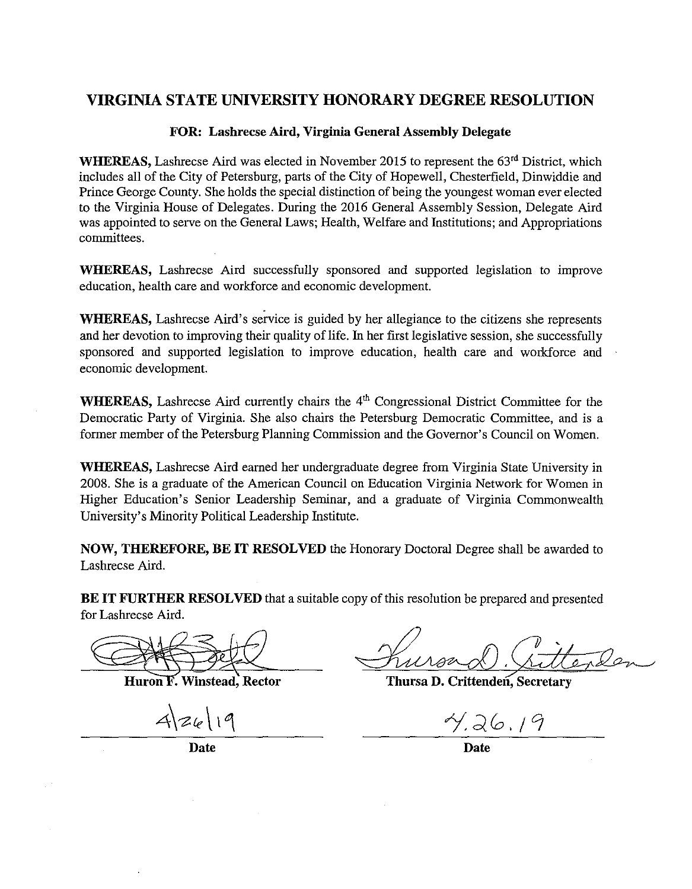# VIRGINIA STATE UNIVERSITY HONORARY DEGREE RESOLUTION

**FOR: Lashrecse Aird, Virginia General Assembly Delegate**

**WHEREAS,** Lashrecse Aird was elected in November 2015 to represent the 63rd District, which includes all of the City of Petersburg, parts of the City of Hopewell, Chesterfield, Dinwiddie and Prince George County. She holds the special distinction of being the youngest woman ever elected to the Virginia House of Delegates. During the 2016 General Assembly Session, Delegate Aird was appointed to serve on the General Laws; Health, Welfare and Institutions; and Appropriations committees.

**WHEREAS,** Lashrecse Aird successfully sponsored and supported legislation to improve education, health care and workforce and economic development.

**WHEREAS,** Lashrecse Aird's service is guided by her allegiance to the citizens she represents and her devotion to improving their quality of life. In her first legislative session, she successfully sponsored and supported legislation to improve education, health care and workforce and economic development.

**WHEREAS,** Lashrecse Aird currently chairs the 4th Congressional District Committee for the Democratic Party of Virginia. She also chairs the Petersburg Democratic Committee, and is a former member of the Petersburg Planning Commission and the Governor's Council on Women.

**WHEREAS,** Lashrecse Aird earned her undergraduate degree from Virginia State University in 2008. She is a graduate of the American Council on Education Virginia Network for Women in Higher Education's Senior Leadership Seminar, and a graduate of Virginia Commonwealth University's Minority Political Leadership Institute.

**NOW, THEREFORE, BE IT RESOLVED** the Honorary Doctoral Degree shall be awarded to Lashrecse Aird.

**BE IT FURTHER RESOLVED** that a suitable copy of this resolution be prepared and presented for Lashrecse Aird.

| | |
|---|---|
| *[signature]* | *[signature]* |
| **Huron F. Winstead, Rector** | **Thursa D. Crittenden, Secretary** |
| 4\26\19 | 4.26.19 |
| **Date** | **Date** |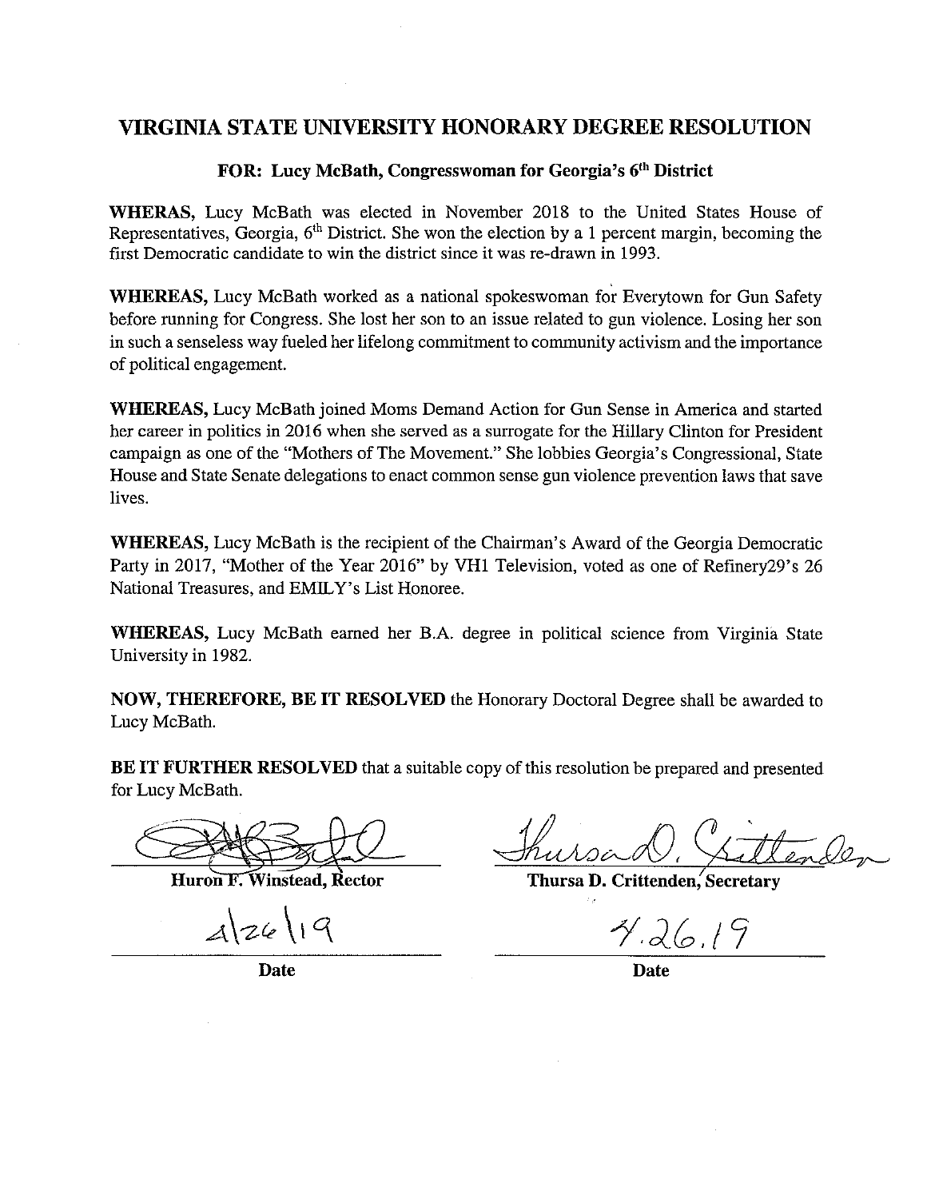# VIRGINIA STATE UNIVERSITY HONORARY DEGREE RESOLUTION

**FOR: Lucy McBath, Congresswoman for Georgia's 6th District**

**WHERAS,** Lucy McBath was elected in November 2018 to the United States House of Representatives, Georgia, 6th District. She won the election by a 1 percent margin, becoming the first Democratic candidate to win the district since it was re-drawn in 1993.

**WHEREAS,** Lucy McBath worked as a national spokeswoman for Everytown for Gun Safety before running for Congress. She lost her son to an issue related to gun violence. Losing her son in such a senseless way fueled her lifelong commitment to community activism and the importance of political engagement.

**WHEREAS,** Lucy McBath joined Moms Demand Action for Gun Sense in America and started her career in politics in 2016 when she served as a surrogate for the Hillary Clinton for President campaign as one of the "Mothers of The Movement." She lobbies Georgia's Congressional, State House and State Senate delegations to enact common sense gun violence prevention laws that save lives.

**WHEREAS,** Lucy McBath is the recipient of the Chairman's Award of the Georgia Democratic Party in 2017, "Mother of the Year 2016" by VH1 Television, voted as one of Refinery29's 26 National Treasures, and EMILY's List Honoree.

**WHEREAS,** Lucy McBath earned her B.A. degree in political science from Virginia State University in 1982.

**NOW, THEREFORE, BE IT RESOLVED** the Honorary Doctoral Degree shall be awarded to Lucy McBath.

**BE IT FURTHER RESOLVED** that a suitable copy of this resolution be prepared and presented for Lucy McBath.

| | |
|---|---|
| [signature] | [signature] |
| **Huron F. Winstead, Rector** | **Thursa D. Crittenden, Secretary** |
| 4\26\19 | 4.26.19 |
| **Date** | **Date** |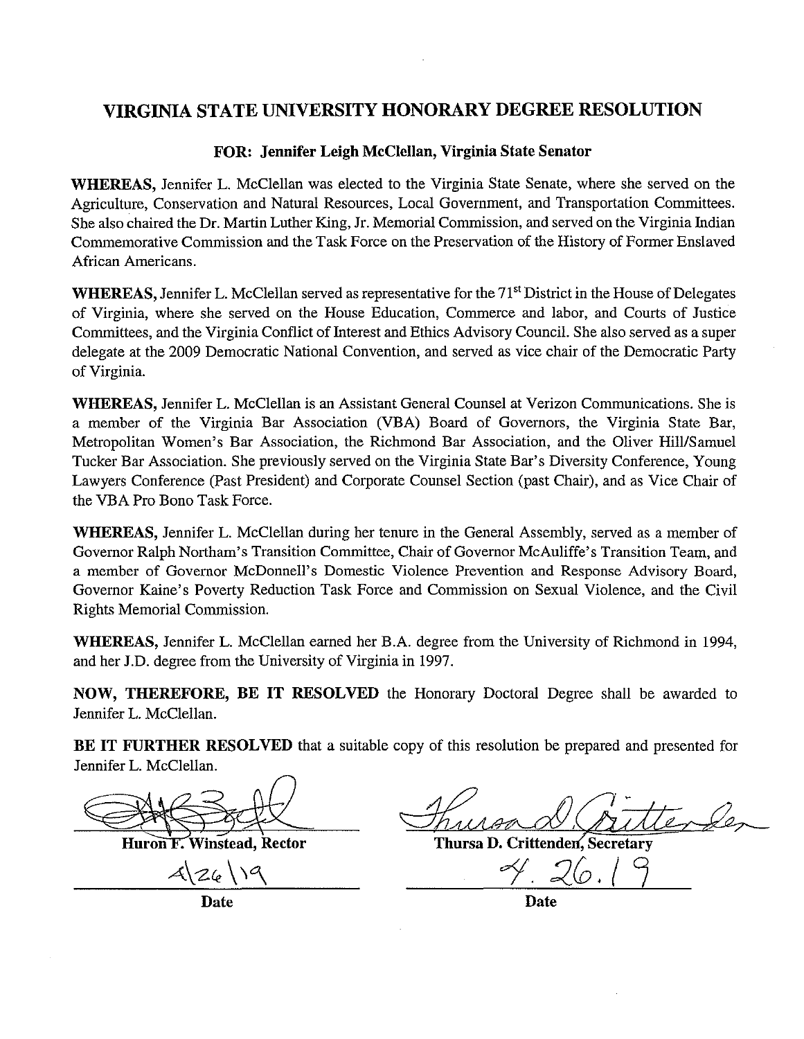# VIRGINIA STATE UNIVERSITY HONORARY DEGREE RESOLUTION

**FOR: Jennifer Leigh McClellan, Virginia State Senator**

**WHEREAS,** Jennifer L. McClellan was elected to the Virginia State Senate, where she served on the Agriculture, Conservation and Natural Resources, Local Government, and Transportation Committees. She also chaired the Dr. Martin Luther King, Jr. Memorial Commission, and served on the Virginia Indian Commemorative Commission and the Task Force on the Preservation of the History of Former Enslaved African Americans.

**WHEREAS,** Jennifer L. McClellan served as representative for the 71st District in the House of Delegates of Virginia, where she served on the House Education, Commerce and labor, and Courts of Justice Committees, and the Virginia Conflict of Interest and Ethics Advisory Council. She also served as a super delegate at the 2009 Democratic National Convention, and served as vice chair of the Democratic Party of Virginia.

**WHEREAS,** Jennifer L. McClellan is an Assistant General Counsel at Verizon Communications. She is a member of the Virginia Bar Association (VBA) Board of Governors, the Virginia State Bar, Metropolitan Women's Bar Association, the Richmond Bar Association, and the Oliver Hill/Samuel Tucker Bar Association. She previously served on the Virginia State Bar's Diversity Conference, Young Lawyers Conference (Past President) and Corporate Counsel Section (past Chair), and as Vice Chair of the VBA Pro Bono Task Force.

**WHEREAS,** Jennifer L. McClellan during her tenure in the General Assembly, served as a member of Governor Ralph Northam's Transition Committee, Chair of Governor McAuliffe's Transition Team, and a member of Governor McDonnell's Domestic Violence Prevention and Response Advisory Board, Governor Kaine's Poverty Reduction Task Force and Commission on Sexual Violence, and the Civil Rights Memorial Commission.

**WHEREAS,** Jennifer L. McClellan earned her B.A. degree from the University of Richmond in 1994, and her J.D. degree from the University of Virginia in 1997.

**NOW, THEREFORE, BE IT RESOLVED** the Honorary Doctoral Degree shall be awarded to Jennifer L. McClellan.

**BE IT FURTHER RESOLVED** that a suitable copy of this resolution be prepared and presented for Jennifer L. McClellan.

| | |
|---|---|
| **Huron F. Winstead, Rector** | **Thursa D. Crittenden, Secretary** |
| 4\26\19 | 4.26.19 |
| **Date** | **Date** |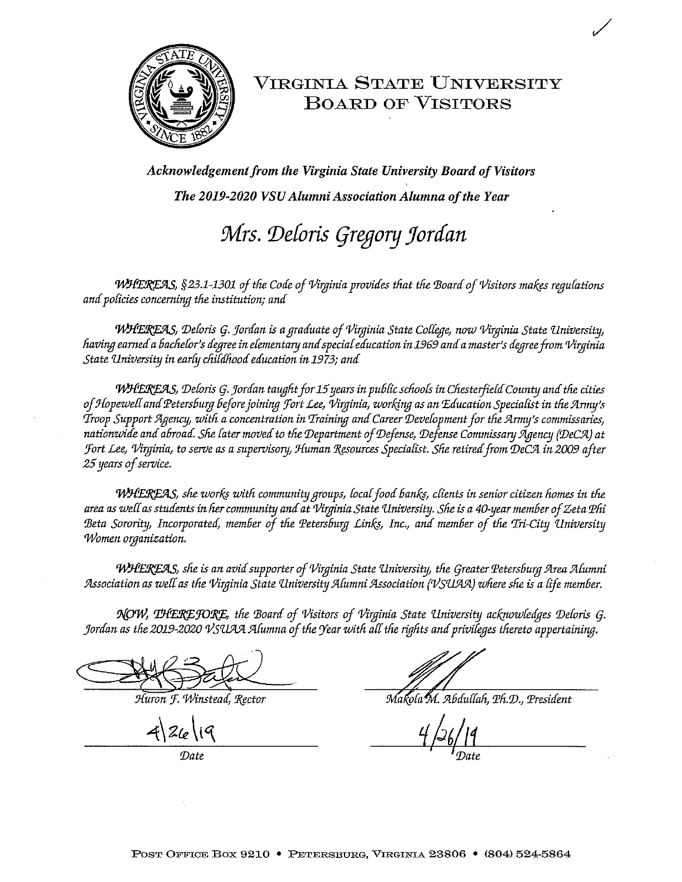# Virginia State University
## Board of Visitors

***Acknowledgement from the Virginia State University Board of Visitors***

***The 2019-2020 VSU Alumni Association Alumna of the Year***

# *Mrs. Deloris Gregory Jordan*

*WHEREAS, §23.1-1301 of the Code of Virginia provides that the Board of Visitors makes regulations and policies concerning the institution; and*

*WHEREAS, Deloris G. Jordan is a graduate of Virginia State College, now Virginia State University, having earned a bachelor's degree in elementary and special education in 1969 and a master's degree from Virginia State University in early childhood education in 1973; and*

*WHEREAS, Deloris G. Jordan taught for 15 years in public schools in Chesterfield County and the cities of Hopewell and Petersburg before joining Fort Lee, Virginia, working as an Education Specialist in the Army's Troop Support Agency, with a concentration in Training and Career Development for the Army's commissaries, nationwide and abroad. She later moved to the Department of Defense, Defense Commissary Agency (DeCA) at Fort Lee, Virginia, to serve as a supervisory, Human Resources Specialist. She retired from DeCA in 2009 after 25 years of service.*

*WHEREAS, she works with community groups, local food banks, clients in senior citizen homes in the area as well as students in her community and at Virginia State University. She is a 40-year member of Zeta Phi Beta Sorority, Incorporated, member of the Petersburg Links, Inc., and member of the Tri-City University Women organization.*

*WHEREAS, she is an avid supporter of Virginia State University, the Greater Petersburg Area Alumni Association as well as the Virginia State University Alumni Association (VSUAA) where she is a life member.*

*NOW, THEREFORE, the Board of Visitors of Virginia State University acknowledges Deloris G. Jordan as the 2019-2020 VSUAA Alumna of the Year with all the rights and privileges thereto appertaining.*

*Huron F. Winstead, Rector*

4/26/19

*Date*

*Makola M. Abdullah, Ph.D., President*

4/26/19

*Date*

Post Office Box 9210 • Petersburg, Virginia 23806 • (804) 524-5864